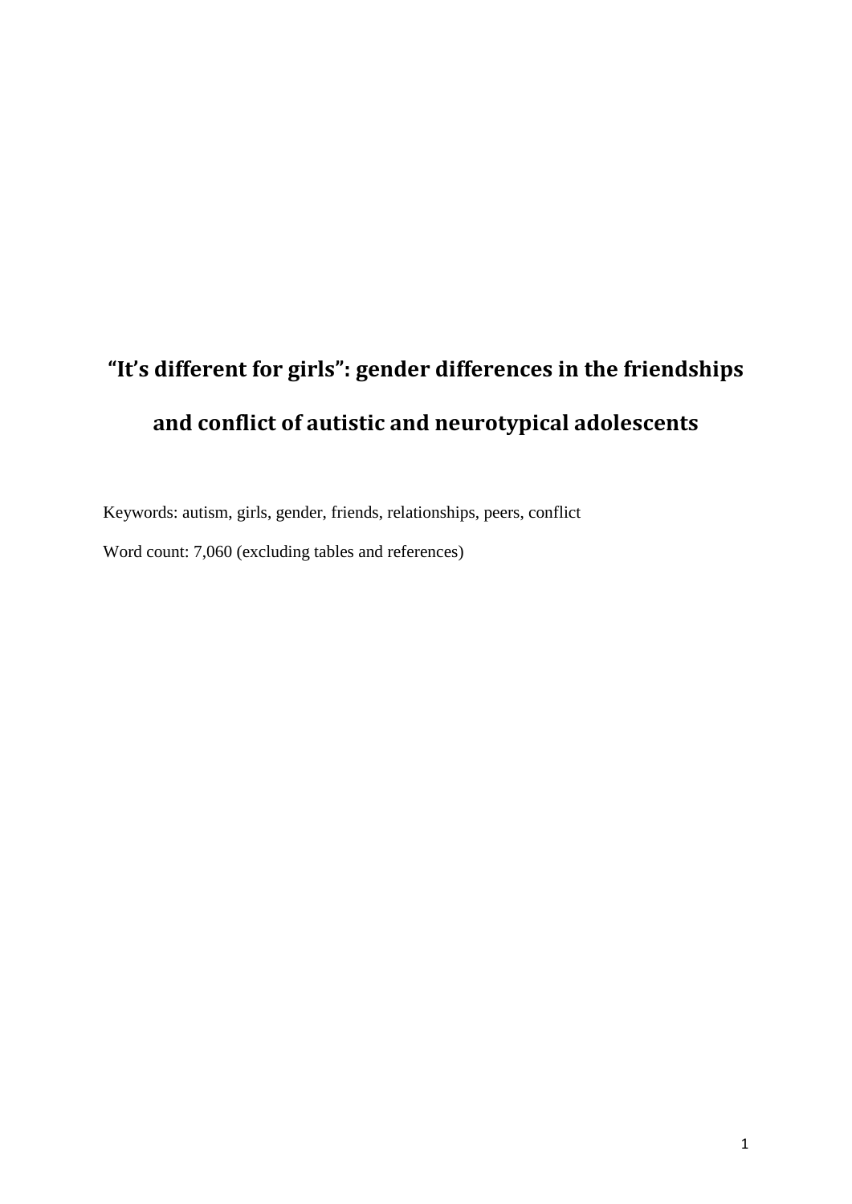# "It's different for girls": gender differences in the friendships and conflict of autistic and neurotypical adolescents

Keywords: autism, girls, gender, friends, relationships, peers, conflict

Word count: 7,060 (excluding tables and references)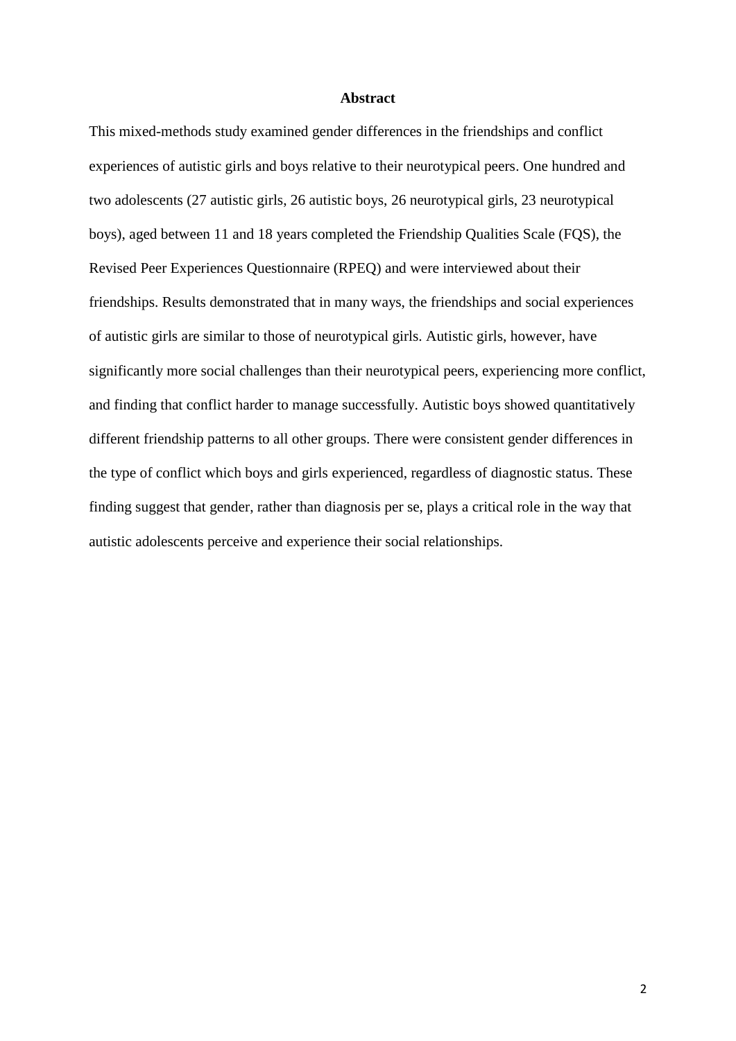## Abstract

This mixed-methods study examined gender differences in the friendships and conflict experiences of autistic girls and boys relative to their neurotypical peers. One hundred and two adolescents (27 autistic girls, 26 autistic boys, 26 neurotypical girls, 23 neurotypical boys), aged between 11 and 18 years completed the Friendship Qualities Scale (FQS), the Revised Peer Experiences Questionnaire (RPEQ) and were interviewed about their friendships. Results demonstrated that in many ways, the friendships and social experiences of autistic girls are similar to those of neurotypical girls. Autistic girls, however, have significantly more social challenges than their neurotypical peers, experiencing more conflict, and finding that conflict harder to manage successfully. Autistic boys showed quantitatively different friendship patterns to all other groups. There were consistent gender differences in the type of conflict which boys and girls experienced, regardless of diagnostic status. These finding suggest that gender, rather than diagnosis per se, plays a critical role in the way that autistic adolescents perceive and experience their social relationships.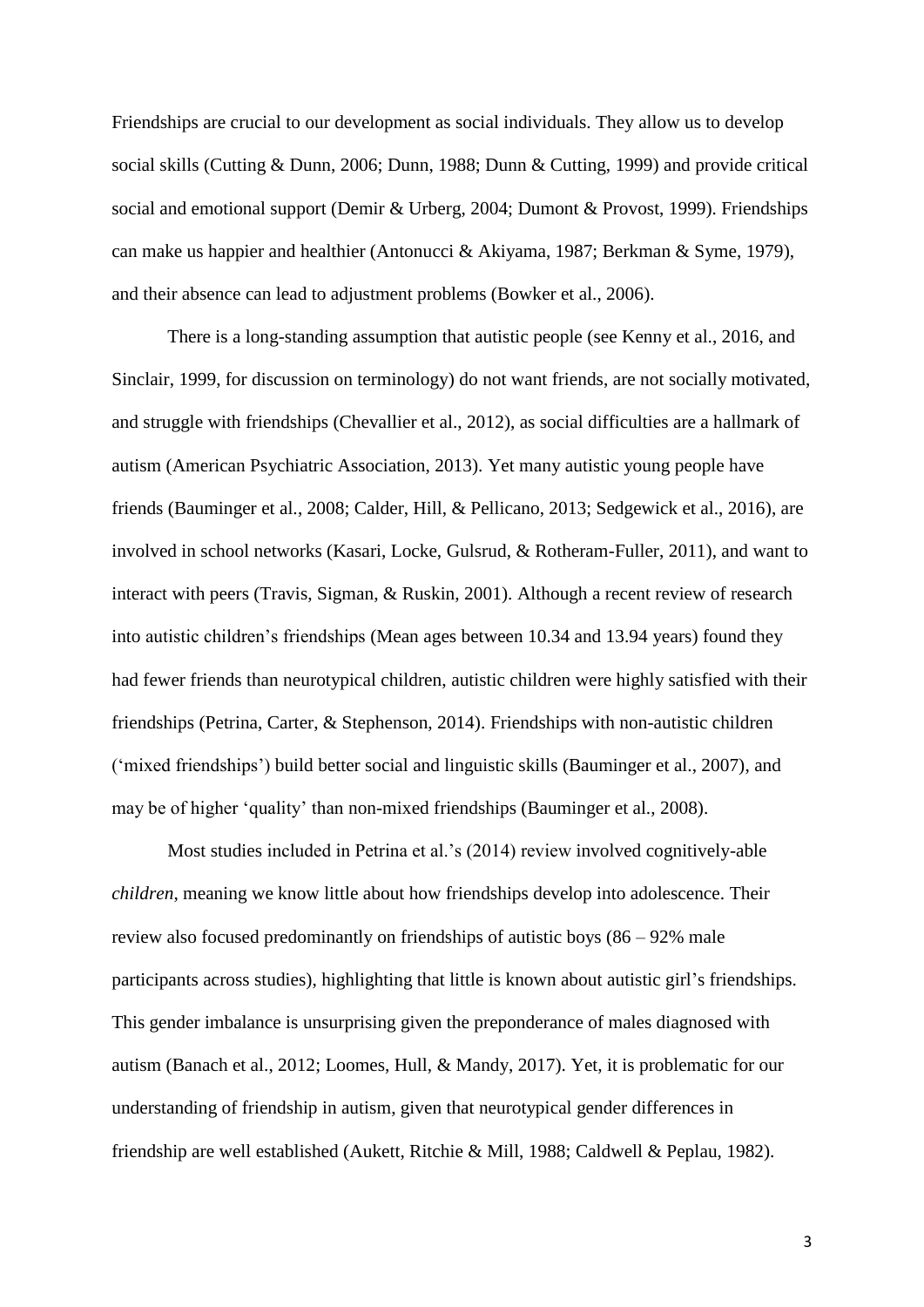Friendships are crucial to our development as social individuals. They allow us to develop social skills (Cutting & Dunn, 2006; Dunn, 1988; Dunn & Cutting, 1999) and provide critical social and emotional support (Demir & Urberg, 2004; Dumont & Provost, 1999). Friendships can make us happier and healthier (Antonucci & Akiyama, 1987; Berkman & Syme, 1979), and their absence can lead to adjustment problems (Bowker et al., 2006).

There is a long-standing assumption that autistic people (see Kenny et al., 2016, and Sinclair, 1999, for discussion on terminology) do not want friends, are not socially motivated, and struggle with friendships (Chevallier et al., 2012), as social difficulties are a hallmark of autism (American Psychiatric Association, 2013). Yet many autistic young people have friends (Bauminger et al., 2008; Calder, Hill, & Pellicano, 2013; Sedgewick et al., 2016), are involved in school networks (Kasari, Locke, Gulsrud, & Rotheram-Fuller, 2011), and want to interact with peers (Travis, Sigman, & Ruskin, 2001). Although a recent review of research into autistic children's friendships (Mean ages between 10.34 and 13.94 years) found they had fewer friends than neurotypical children, autistic children were highly satisfied with their friendships (Petrina, Carter, & Stephenson, 2014). Friendships with non-autistic children ('mixed friendships') build better social and linguistic skills (Bauminger et al., 2007), and may be of higher 'quality' than non-mixed friendships (Bauminger et al., 2008).

Most studies included in Petrina et al.'s (2014) review involved cognitively-able *children*, meaning we know little about how friendships develop into adolescence. Their review also focused predominantly on friendships of autistic boys (86 – 92% male participants across studies), highlighting that little is known about autistic girl's friendships. This gender imbalance is unsurprising given the preponderance of males diagnosed with autism (Banach et al., 2012; Loomes, Hull, & Mandy, 2017). Yet, it is problematic for our understanding of friendship in autism, given that neurotypical gender differences in friendship are well established (Aukett, Ritchie & Mill, 1988; Caldwell & Peplau, 1982).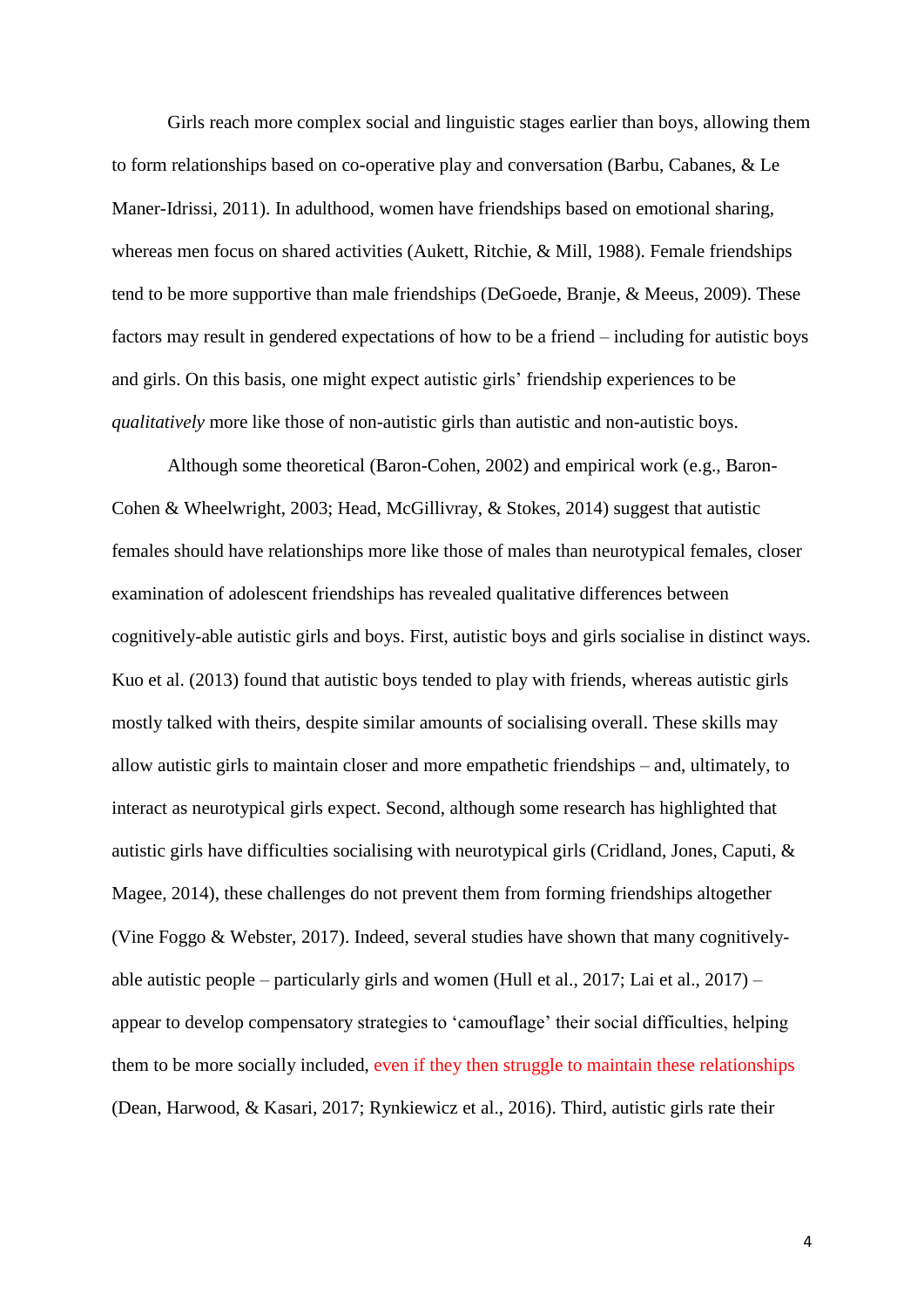Girls reach more complex social and linguistic stages earlier than boys, allowing them to form relationships based on co-operative play and conversation (Barbu, Cabanes, & Le Maner-Idrissi, 2011). In adulthood, women have friendships based on emotional sharing, whereas men focus on shared activities (Aukett, Ritchie, & Mill, 1988). Female friendships tend to be more supportive than male friendships (DeGoede, Branje, & Meeus, 2009). These factors may result in gendered expectations of how to be a friend – including for autistic boys and girls. On this basis, one might expect autistic girls' friendship experiences to be *qualitatively* more like those of non-autistic girls than autistic and non-autistic boys.

Although some theoretical (Baron-Cohen, 2002) and empirical work (e.g., Baron-Cohen & Wheelwright, 2003; Head, McGillivray, & Stokes, 2014) suggest that autistic females should have relationships more like those of males than neurotypical females, closer examination of adolescent friendships has revealed qualitative differences between cognitively-able autistic girls and boys. First, autistic boys and girls socialise in distinct ways. Kuo et al. (2013) found that autistic boys tended to play with friends, whereas autistic girls mostly talked with theirs, despite similar amounts of socialising overall. These skills may allow autistic girls to maintain closer and more empathetic friendships – and, ultimately, to interact as neurotypical girls expect. Second, although some research has highlighted that autistic girls have difficulties socialising with neurotypical girls (Cridland, Jones, Caputi, & Magee, 2014), these challenges do not prevent them from forming friendships altogether (Vine Foggo & Webster, 2017). Indeed, several studies have shown that many cognitively-able autistic people – particularly girls and women (Hull et al., 2017; Lai et al., 2017) – appear to develop compensatory strategies to 'camouflage' their social difficulties, helping them to be more socially included, even if they then struggle to maintain these relationships (Dean, Harwood, & Kasari, 2017; Rynkiewicz et al., 2016). Third, autistic girls rate their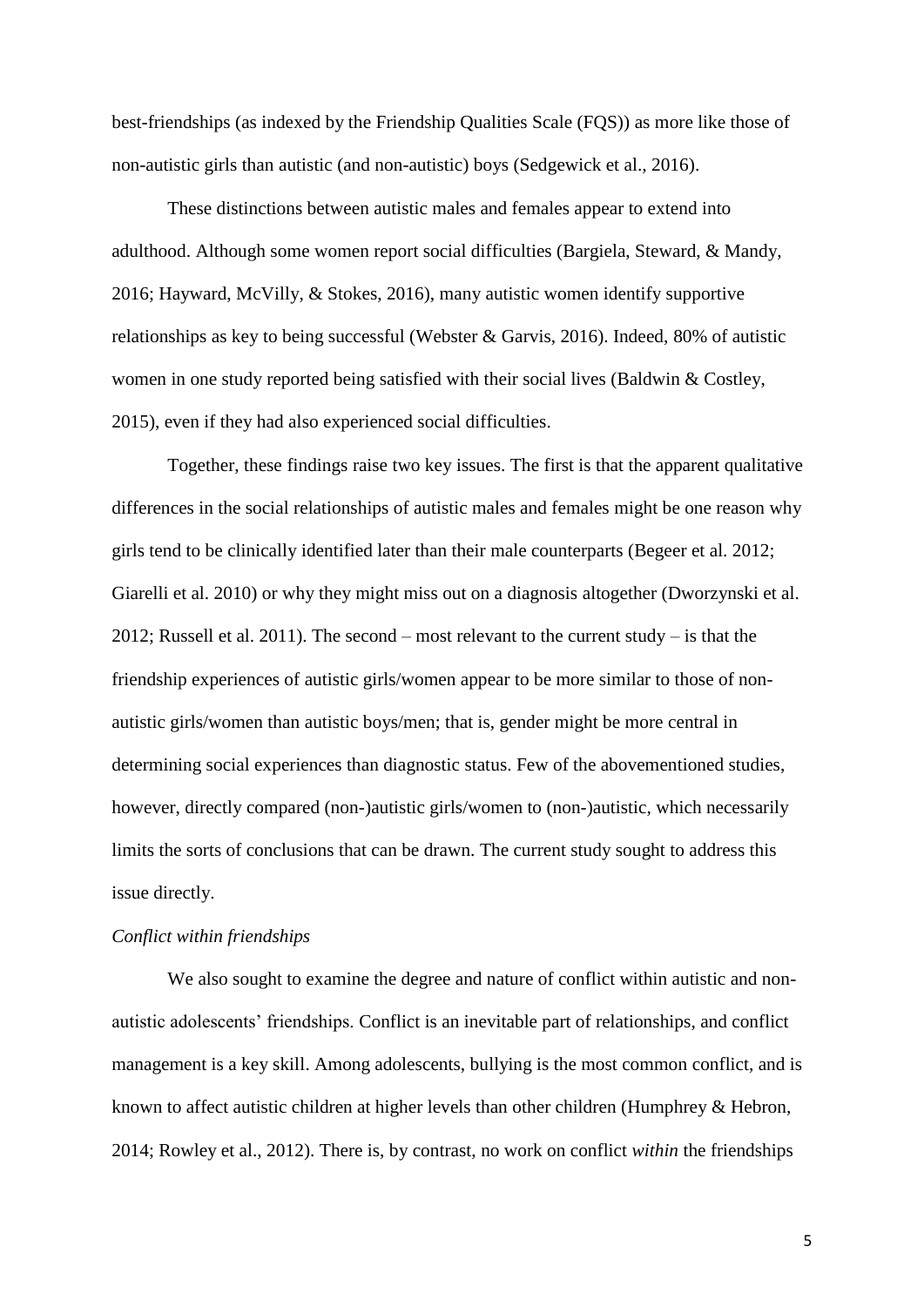best-friendships (as indexed by the Friendship Qualities Scale (FQS)) as more like those of non-autistic girls than autistic (and non-autistic) boys (Sedgewick et al., 2016).

These distinctions between autistic males and females appear to extend into adulthood. Although some women report social difficulties (Bargiela, Steward, & Mandy, 2016; Hayward, McVilly, & Stokes, 2016), many autistic women identify supportive relationships as key to being successful (Webster & Garvis, 2016). Indeed, 80% of autistic women in one study reported being satisfied with their social lives (Baldwin & Costley, 2015), even if they had also experienced social difficulties.

Together, these findings raise two key issues. The first is that the apparent qualitative differences in the social relationships of autistic males and females might be one reason why girls tend to be clinically identified later than their male counterparts (Begeer et al. 2012; Giarelli et al. 2010) or why they might miss out on a diagnosis altogether (Dworzynski et al. 2012; Russell et al. 2011). The second – most relevant to the current study – is that the friendship experiences of autistic girls/women appear to be more similar to those of non-autistic girls/women than autistic boys/men; that is, gender might be more central in determining social experiences than diagnostic status. Few of the abovementioned studies, however, directly compared (non-)autistic girls/women to (non-)autistic, which necessarily limits the sorts of conclusions that can be drawn. The current study sought to address this issue directly.

*Conflict within friendships*

We also sought to examine the degree and nature of conflict within autistic and non-autistic adolescents' friendships. Conflict is an inevitable part of relationships, and conflict management is a key skill. Among adolescents, bullying is the most common conflict, and is known to affect autistic children at higher levels than other children (Humphrey & Hebron, 2014; Rowley et al., 2012). There is, by contrast, no work on conflict *within* the friendships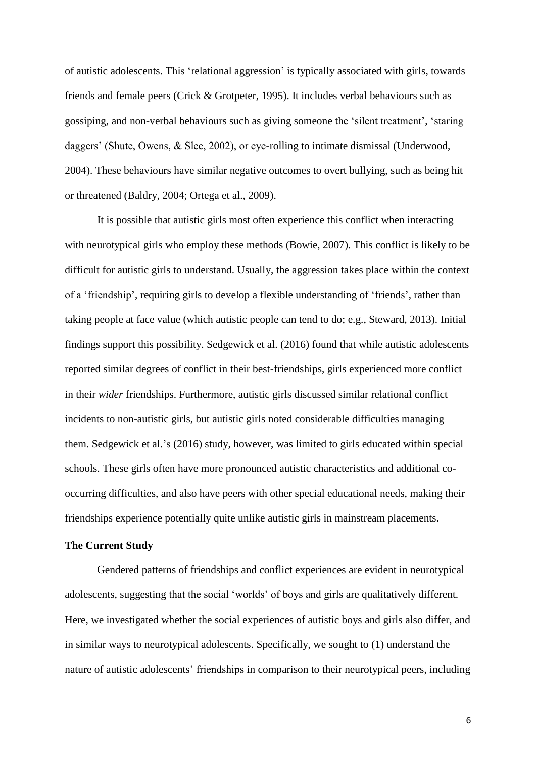of autistic adolescents. This 'relational aggression' is typically associated with girls, towards friends and female peers (Crick & Grotpeter, 1995). It includes verbal behaviours such as gossiping, and non-verbal behaviours such as giving someone the 'silent treatment', 'staring daggers' (Shute, Owens, & Slee, 2002), or eye-rolling to intimate dismissal (Underwood, 2004). These behaviours have similar negative outcomes to overt bullying, such as being hit or threatened (Baldry, 2004; Ortega et al., 2009).

It is possible that autistic girls most often experience this conflict when interacting with neurotypical girls who employ these methods (Bowie, 2007). This conflict is likely to be difficult for autistic girls to understand. Usually, the aggression takes place within the context of a 'friendship', requiring girls to develop a flexible understanding of 'friends', rather than taking people at face value (which autistic people can tend to do; e.g., Steward, 2013). Initial findings support this possibility. Sedgewick et al. (2016) found that while autistic adolescents reported similar degrees of conflict in their best-friendships, girls experienced more conflict in their *wider* friendships. Furthermore, autistic girls discussed similar relational conflict incidents to non-autistic girls, but autistic girls noted considerable difficulties managing them. Sedgewick et al.'s (2016) study, however, was limited to girls educated within special schools. These girls often have more pronounced autistic characteristics and additional co-occurring difficulties, and also have peers with other special educational needs, making their friendships experience potentially quite unlike autistic girls in mainstream placements.

**The Current Study**

Gendered patterns of friendships and conflict experiences are evident in neurotypical adolescents, suggesting that the social 'worlds' of boys and girls are qualitatively different. Here, we investigated whether the social experiences of autistic boys and girls also differ, and in similar ways to neurotypical adolescents. Specifically, we sought to (1) understand the nature of autistic adolescents' friendships in comparison to their neurotypical peers, including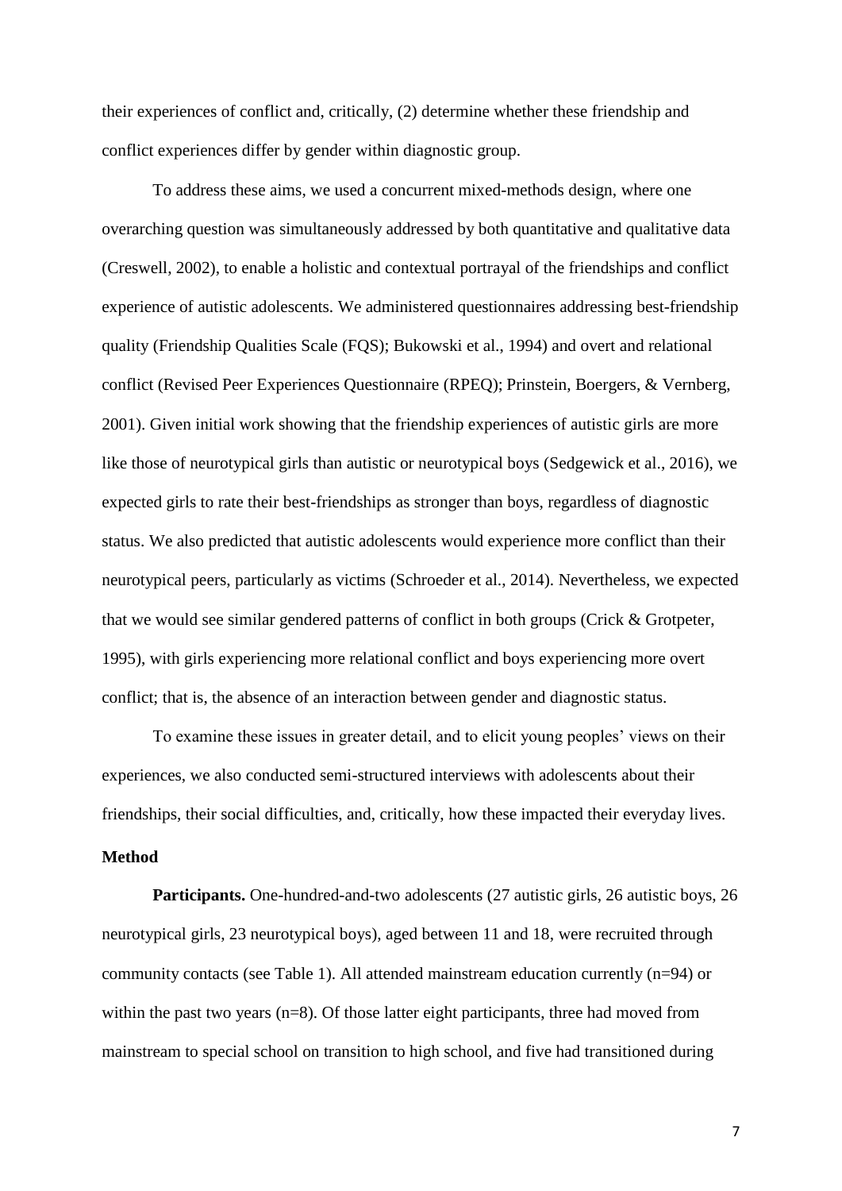their experiences of conflict and, critically, (2) determine whether these friendship and conflict experiences differ by gender within diagnostic group.

To address these aims, we used a concurrent mixed-methods design, where one overarching question was simultaneously addressed by both quantitative and qualitative data (Creswell, 2002), to enable a holistic and contextual portrayal of the friendships and conflict experience of autistic adolescents. We administered questionnaires addressing best-friendship quality (Friendship Qualities Scale (FQS); Bukowski et al., 1994) and overt and relational conflict (Revised Peer Experiences Questionnaire (RPEQ); Prinstein, Boergers, & Vernberg, 2001). Given initial work showing that the friendship experiences of autistic girls are more like those of neurotypical girls than autistic or neurotypical boys (Sedgewick et al., 2016), we expected girls to rate their best-friendships as stronger than boys, regardless of diagnostic status. We also predicted that autistic adolescents would experience more conflict than their neurotypical peers, particularly as victims (Schroeder et al., 2014). Nevertheless, we expected that we would see similar gendered patterns of conflict in both groups (Crick & Grotpeter, 1995), with girls experiencing more relational conflict and boys experiencing more overt conflict; that is, the absence of an interaction between gender and diagnostic status.

To examine these issues in greater detail, and to elicit young peoples' views on their experiences, we also conducted semi-structured interviews with adolescents about their friendships, their social difficulties, and, critically, how these impacted their everyday lives.

## Method

**Participants.** One-hundred-and-two adolescents (27 autistic girls, 26 autistic boys, 26 neurotypical girls, 23 neurotypical boys), aged between 11 and 18, were recruited through community contacts (see Table 1). All attended mainstream education currently (n=94) or within the past two years (n=8). Of those latter eight participants, three had moved from mainstream to special school on transition to high school, and five had transitioned during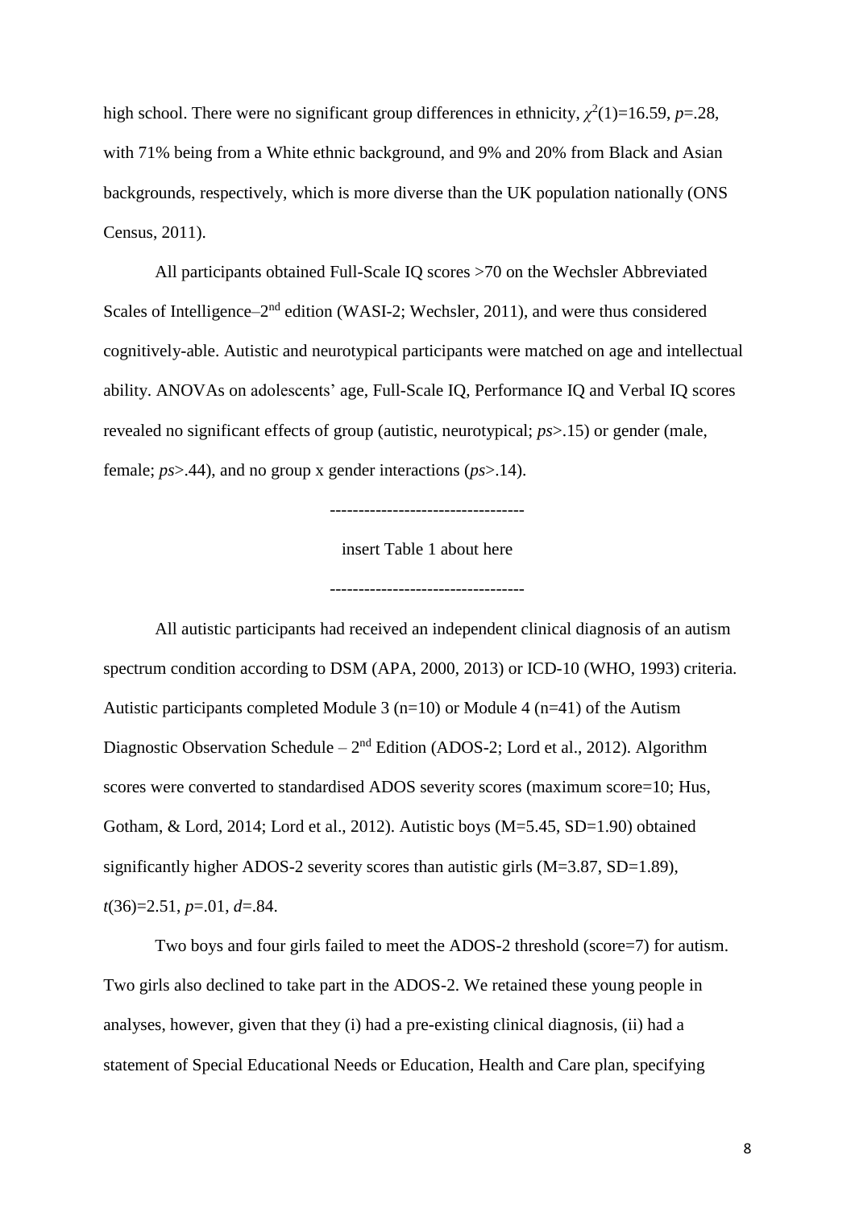high school. There were no significant group differences in ethnicity, $\chi^2(1)=16.59$, $p=.28$, with 71% being from a White ethnic background, and 9% and 20% from Black and Asian backgrounds, respectively, which is more diverse than the UK population nationally (ONS Census, 2011).

All participants obtained Full-Scale IQ scores >70 on the Wechsler Abbreviated Scales of Intelligence–2nd edition (WASI-2; Wechsler, 2011), and were thus considered cognitively-able. Autistic and neurotypical participants were matched on age and intellectual ability. ANOVAs on adolescents' age, Full-Scale IQ, Performance IQ and Verbal IQ scores revealed no significant effects of group (autistic, neurotypical; *ps*>.15) or gender (male, female; *ps*>.44), and no group x gender interactions (*ps*>.14).

---------------------------------

insert Table 1 about here

---------------------------------

All autistic participants had received an independent clinical diagnosis of an autism spectrum condition according to DSM (APA, 2000, 2013) or ICD-10 (WHO, 1993) criteria. Autistic participants completed Module 3 (n=10) or Module 4 (n=41) of the Autism Diagnostic Observation Schedule – 2nd Edition (ADOS-2; Lord et al., 2012). Algorithm scores were converted to standardised ADOS severity scores (maximum score=10; Hus, Gotham, & Lord, 2014; Lord et al., 2012). Autistic boys (M=5.45, SD=1.90) obtained significantly higher ADOS-2 severity scores than autistic girls (M=3.87, SD=1.89), $t(36)=2.51$, $p=.01$, $d=.84$.

Two boys and four girls failed to meet the ADOS-2 threshold (score=7) for autism. Two girls also declined to take part in the ADOS-2. We retained these young people in analyses, however, given that they (i) had a pre-existing clinical diagnosis, (ii) had a statement of Special Educational Needs or Education, Health and Care plan, specifying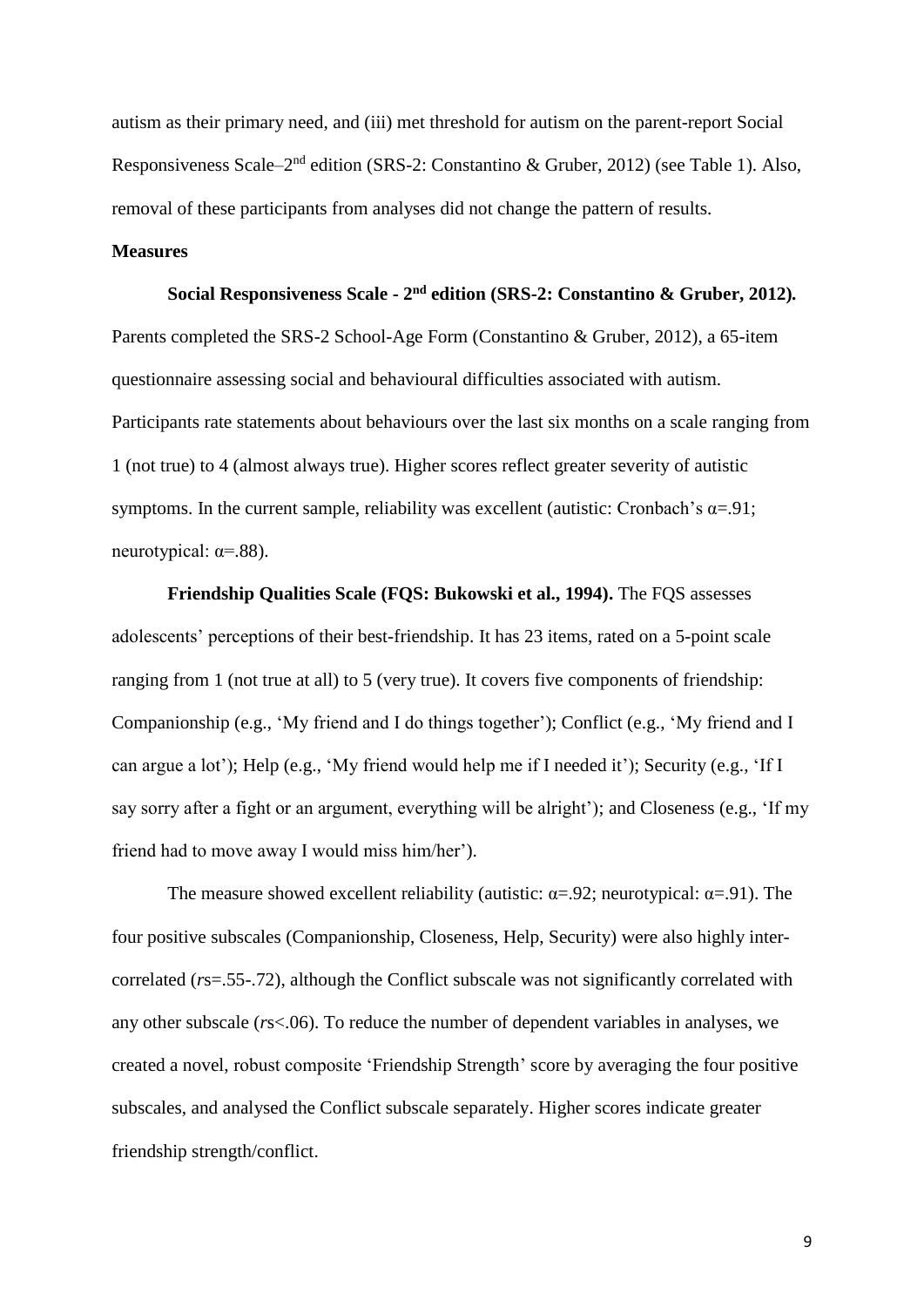autism as their primary need, and (iii) met threshold for autism on the parent-report Social Responsiveness Scale–2nd edition (SRS-2: Constantino & Gruber, 2012) (see Table 1). Also, removal of these participants from analyses did not change the pattern of results.

**Measures**

**Social Responsiveness Scale - 2nd edition (SRS-2: Constantino & Gruber, 2012).** Parents completed the SRS-2 School-Age Form (Constantino & Gruber, 2012), a 65-item questionnaire assessing social and behavioural difficulties associated with autism. Participants rate statements about behaviours over the last six months on a scale ranging from 1 (not true) to 4 (almost always true). Higher scores reflect greater severity of autistic symptoms. In the current sample, reliability was excellent (autistic: Cronbach's $\alpha$=.91; neurotypical: $\alpha$=.88).

**Friendship Qualities Scale (FQS: Bukowski et al., 1994).** The FQS assesses adolescents' perceptions of their best-friendship. It has 23 items, rated on a 5-point scale ranging from 1 (not true at all) to 5 (very true). It covers five components of friendship: Companionship (e.g., 'My friend and I do things together'); Conflict (e.g., 'My friend and I can argue a lot'); Help (e.g., 'My friend would help me if I needed it'); Security (e.g., 'If I say sorry after a fight or an argument, everything will be alright'); and Closeness (e.g., 'If my friend had to move away I would miss him/her').

The measure showed excellent reliability (autistic: $\alpha$=.92; neurotypical: $\alpha$=.91). The four positive subscales (Companionship, Closeness, Help, Security) were also highly inter-correlated (*r*s=.55-.72), although the Conflict subscale was not significantly correlated with any other subscale (*r*s<.06). To reduce the number of dependent variables in analyses, we created a novel, robust composite 'Friendship Strength' score by averaging the four positive subscales, and analysed the Conflict subscale separately. Higher scores indicate greater friendship strength/conflict.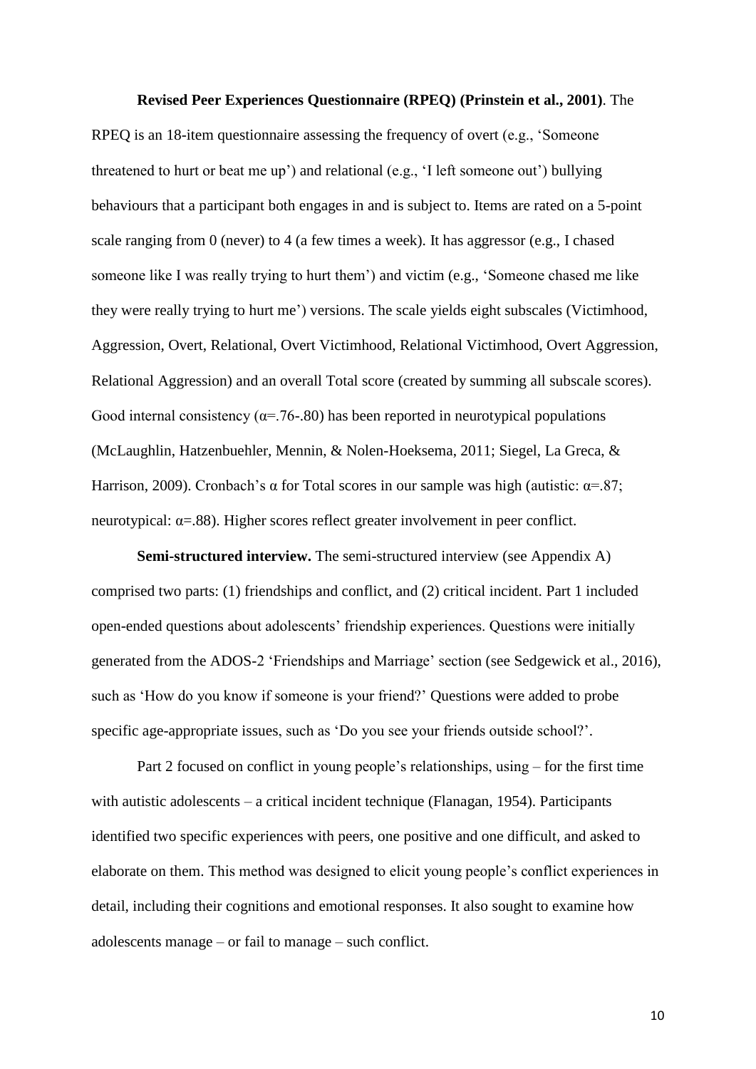**Revised Peer Experiences Questionnaire (RPEQ) (Prinstein et al., 2001)**. The RPEQ is an 18-item questionnaire assessing the frequency of overt (e.g., 'Someone threatened to hurt or beat me up') and relational (e.g., 'I left someone out') bullying behaviours that a participant both engages in and is subject to. Items are rated on a 5-point scale ranging from 0 (never) to 4 (a few times a week). It has aggressor (e.g., I chased someone like I was really trying to hurt them') and victim (e.g., 'Someone chased me like they were really trying to hurt me') versions. The scale yields eight subscales (Victimhood, Aggression, Overt, Relational, Overt Victimhood, Relational Victimhood, Overt Aggression, Relational Aggression) and an overall Total score (created by summing all subscale scores). Good internal consistency ($\alpha$=.76-.80) has been reported in neurotypical populations (McLaughlin, Hatzenbuehler, Mennin, & Nolen-Hoeksema, 2011; Siegel, La Greca, & Harrison, 2009). Cronbach's $\alpha$ for Total scores in our sample was high (autistic: $\alpha$=.87; neurotypical: $\alpha$=.88). Higher scores reflect greater involvement in peer conflict.

**Semi-structured interview.** The semi-structured interview (see Appendix A) comprised two parts: (1) friendships and conflict, and (2) critical incident. Part 1 included open-ended questions about adolescents' friendship experiences. Questions were initially generated from the ADOS-2 'Friendships and Marriage' section (see Sedgewick et al., 2016), such as 'How do you know if someone is your friend?' Questions were added to probe specific age-appropriate issues, such as 'Do you see your friends outside school?'.

Part 2 focused on conflict in young people's relationships, using – for the first time with autistic adolescents – a critical incident technique (Flanagan, 1954). Participants identified two specific experiences with peers, one positive and one difficult, and asked to elaborate on them. This method was designed to elicit young people's conflict experiences in detail, including their cognitions and emotional responses. It also sought to examine how adolescents manage – or fail to manage – such conflict.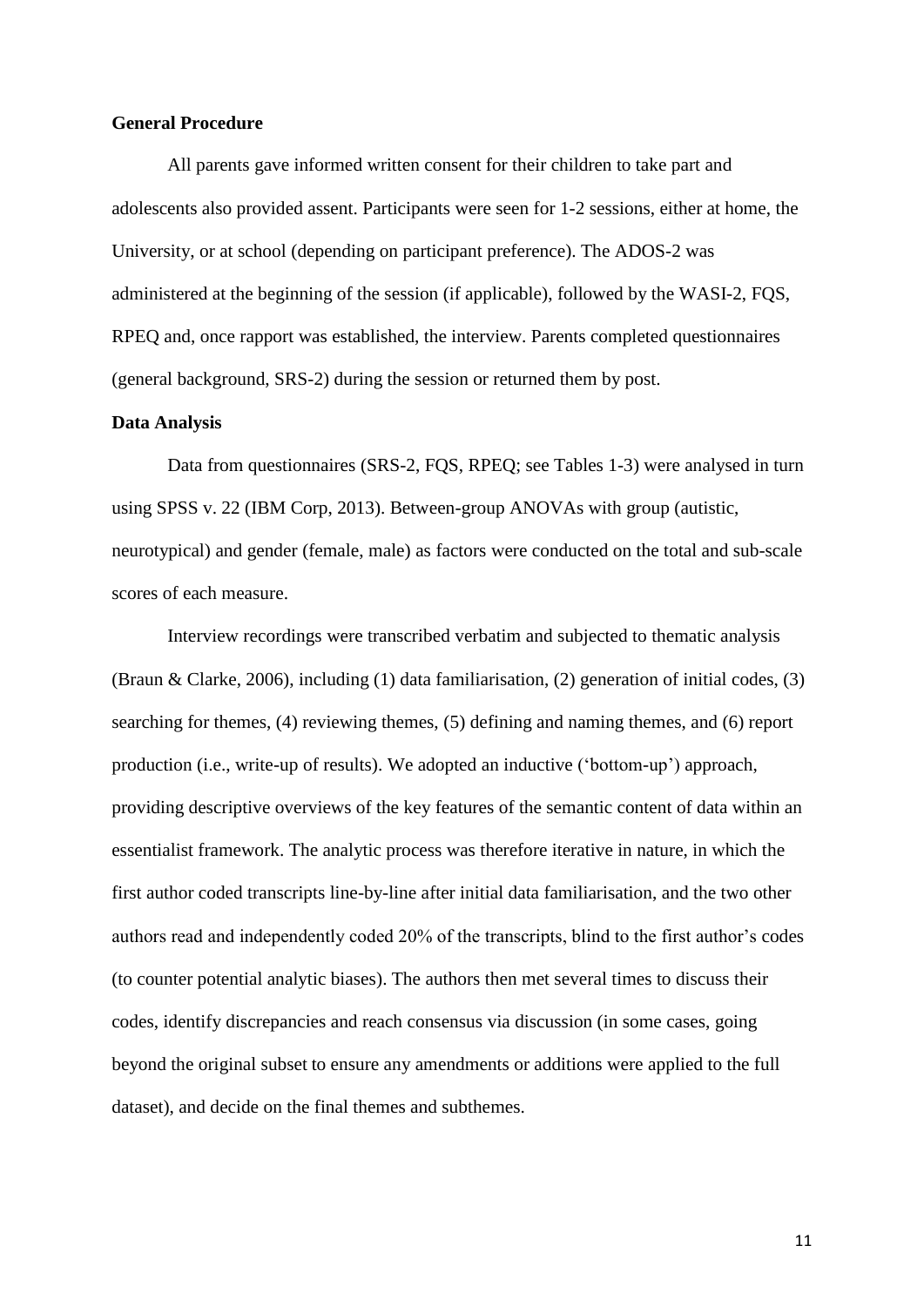**General Procedure**

All parents gave informed written consent for their children to take part and adolescents also provided assent. Participants were seen for 1-2 sessions, either at home, the University, or at school (depending on participant preference). The ADOS-2 was administered at the beginning of the session (if applicable), followed by the WASI-2, FQS, RPEQ and, once rapport was established, the interview. Parents completed questionnaires (general background, SRS-2) during the session or returned them by post.

**Data Analysis**

Data from questionnaires (SRS-2, FQS, RPEQ; see Tables 1-3) were analysed in turn using SPSS v. 22 (IBM Corp, 2013). Between-group ANOVAs with group (autistic, neurotypical) and gender (female, male) as factors were conducted on the total and sub-scale scores of each measure.

Interview recordings were transcribed verbatim and subjected to thematic analysis (Braun & Clarke, 2006), including (1) data familiarisation, (2) generation of initial codes, (3) searching for themes, (4) reviewing themes, (5) defining and naming themes, and (6) report production (i.e., write-up of results). We adopted an inductive ('bottom-up') approach, providing descriptive overviews of the key features of the semantic content of data within an essentialist framework. The analytic process was therefore iterative in nature, in which the first author coded transcripts line-by-line after initial data familiarisation, and the two other authors read and independently coded 20% of the transcripts, blind to the first author's codes (to counter potential analytic biases). The authors then met several times to discuss their codes, identify discrepancies and reach consensus via discussion (in some cases, going beyond the original subset to ensure any amendments or additions were applied to the full dataset), and decide on the final themes and subthemes.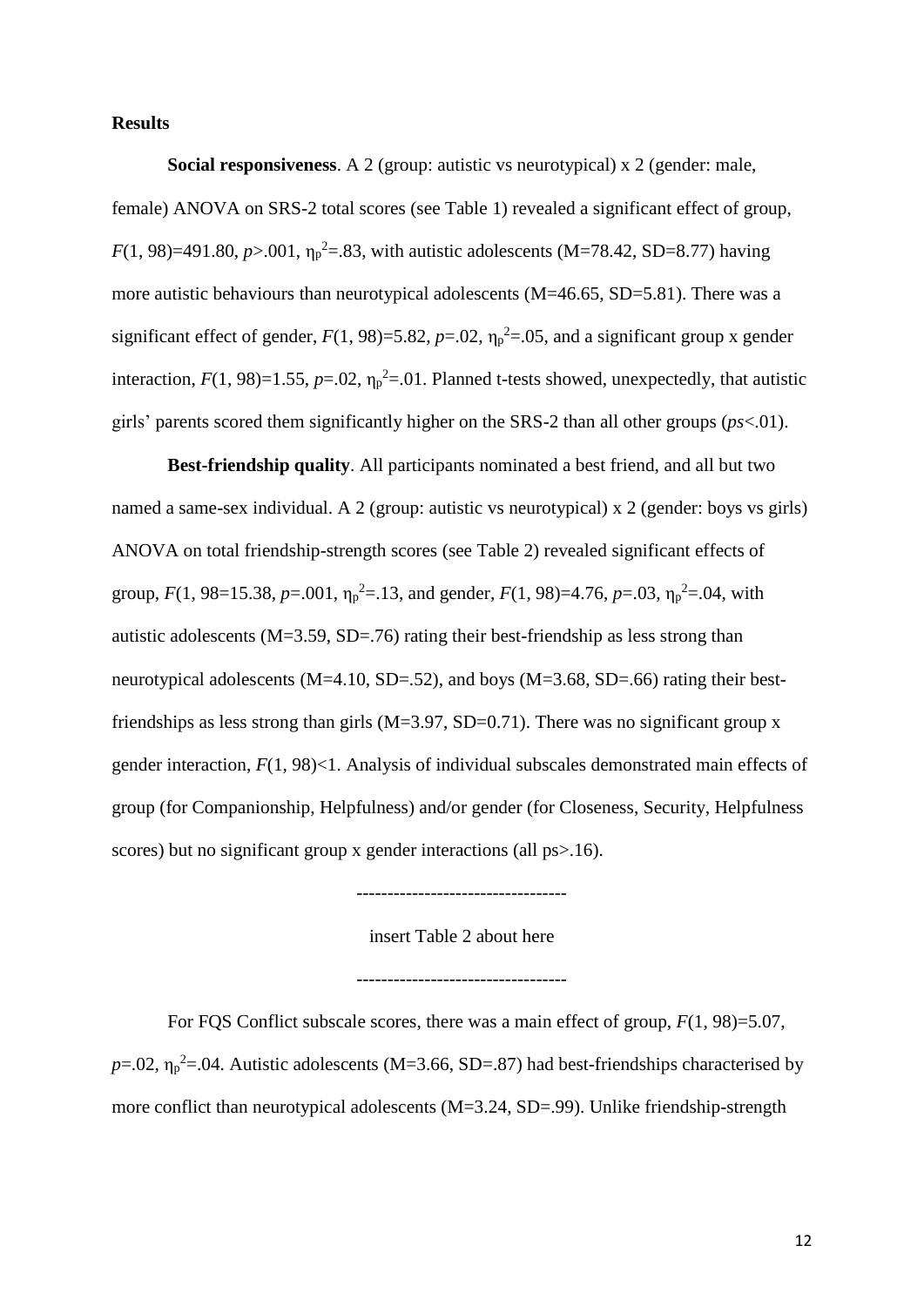**Results**

**Social responsiveness**. A 2 (group: autistic vs neurotypical) x 2 (gender: male, female) ANOVA on SRS-2 total scores (see Table 1) revealed a significant effect of group, $F(1, 98)=491.80$, $p>.001$, $\eta_p^2=.83$, with autistic adolescents (M=78.42, SD=8.77) having more autistic behaviours than neurotypical adolescents (M=46.65, SD=5.81). There was a significant effect of gender, $F(1, 98)=5.82$, $p=.02$, $\eta_p^2=.05$, and a significant group x gender interaction, $F(1, 98)=1.55$, $p=.02$, $\eta_p^2=.01$. Planned t-tests showed, unexpectedly, that autistic girls' parents scored them significantly higher on the SRS-2 than all other groups ($ps<.01$).

**Best-friendship quality**. All participants nominated a best friend, and all but two named a same-sex individual. A 2 (group: autistic vs neurotypical) x 2 (gender: boys vs girls) ANOVA on total friendship-strength scores (see Table 2) revealed significant effects of group, $F(1, 98=15.38$, $p=.001$, $\eta_p^2=.13$, and gender, $F(1, 98)=4.76$, $p=.03$, $\eta_p^2=.04$, with autistic adolescents (M=3.59, SD=.76) rating their best-friendship as less strong than neurotypical adolescents (M=4.10, SD=.52), and boys (M=3.68, SD=.66) rating their best-friendships as less strong than girls (M=3.97, SD=0.71). There was no significant group x gender interaction, $F(1, 98)<1$. Analysis of individual subscales demonstrated main effects of group (for Companionship, Helpfulness) and/or gender (for Closeness, Security, Helpfulness scores) but no significant group x gender interactions (all ps>.16).

---------------------------------

insert Table 2 about here

---------------------------------

For FQS Conflict subscale scores, there was a main effect of group, $F(1, 98)=5.07$, $p=.02$, $\eta_p^2=.04$. Autistic adolescents (M=3.66, SD=.87) had best-friendships characterised by more conflict than neurotypical adolescents (M=3.24, SD=.99). Unlike friendship-strength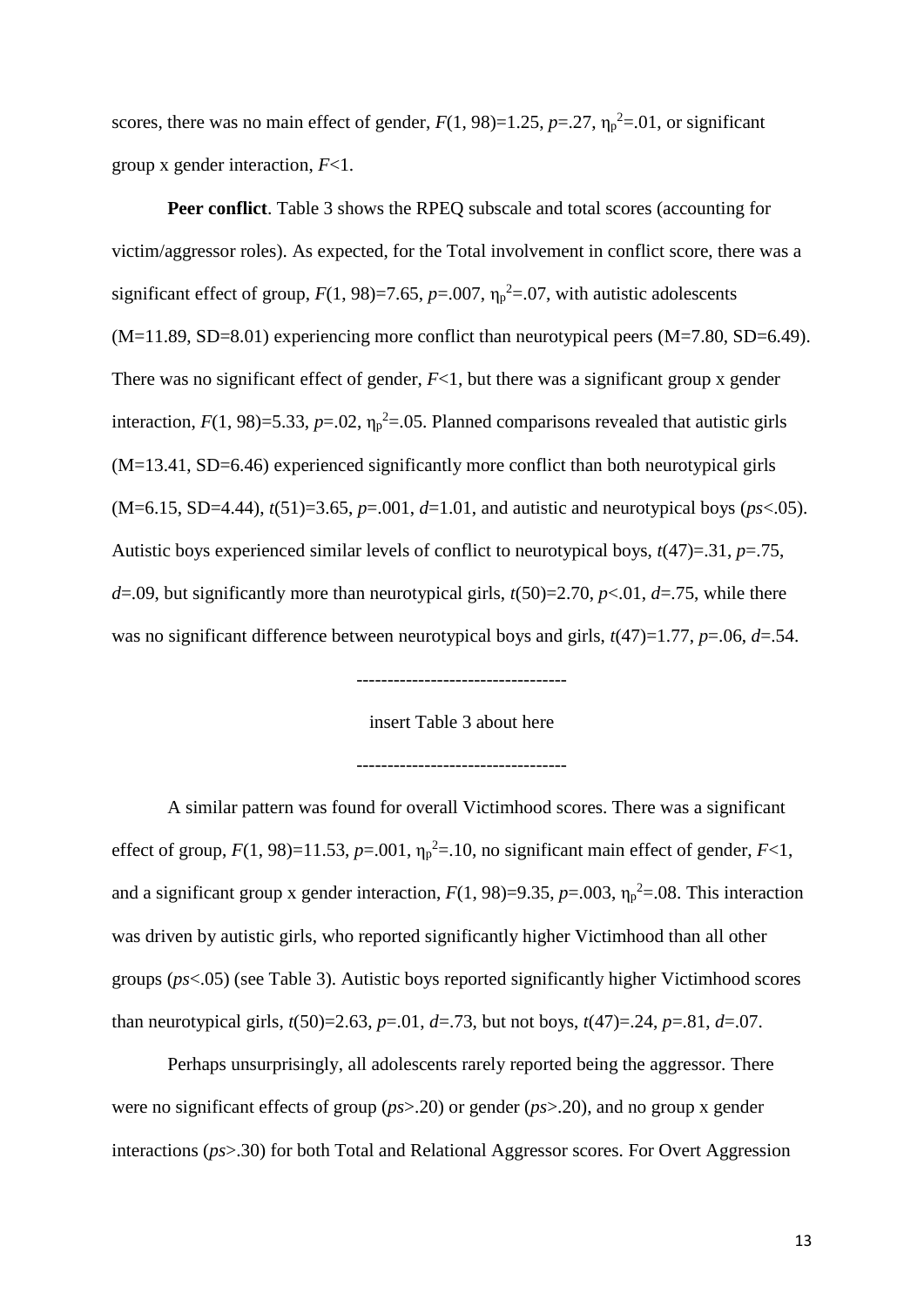scores, there was no main effect of gender, $F(1, 98)=1.25$, $p=.27$, $\eta_p^2=.01$, or significant group x gender interaction, $F<1$.

**Peer conflict**. Table 3 shows the RPEQ subscale and total scores (accounting for victim/aggressor roles). As expected, for the Total involvement in conflict score, there was a significant effect of group, $F(1, 98)=7.65$, $p=.007$, $\eta_p^2=.07$, with autistic adolescents (M=11.89, SD=8.01) experiencing more conflict than neurotypical peers (M=7.80, SD=6.49). There was no significant effect of gender, $F<1$, but there was a significant group x gender interaction, $F(1, 98)=5.33$, $p=.02$, $\eta_p^2=.05$. Planned comparisons revealed that autistic girls (M=13.41, SD=6.46) experienced significantly more conflict than both neurotypical girls (M=6.15, SD=4.44), $t(51)=3.65$, $p=.001$, $d=1.01$, and autistic and neurotypical boys ($ps<.05$). Autistic boys experienced similar levels of conflict to neurotypical boys, $t(47)=.31$, $p=.75$, $d=.09$, but significantly more than neurotypical girls, $t(50)=2.70$, $p<.01$, $d=.75$, while there was no significant difference between neurotypical boys and girls, $t(47)=1.77$, $p=.06$, $d=.54$.

---------------------------------

insert Table 3 about here

---------------------------------

A similar pattern was found for overall Victimhood scores. There was a significant effect of group, $F(1, 98)=11.53$, $p=.001$, $\eta_p^2=.10$, no significant main effect of gender, $F<1$, and a significant group x gender interaction, $F(1, 98)=9.35$, $p=.003$, $\eta_p^2=.08$. This interaction was driven by autistic girls, who reported significantly higher Victimhood than all other groups ($ps<.05$) (see Table 3). Autistic boys reported significantly higher Victimhood scores than neurotypical girls, $t(50)=2.63$, $p=.01$, $d=.73$, but not boys, $t(47)=.24$, $p=.81$, $d=.07$.

Perhaps unsurprisingly, all adolescents rarely reported being the aggressor. There were no significant effects of group ($ps>.20$) or gender ($ps>.20$), and no group x gender interactions ($ps>.30$) for both Total and Relational Aggressor scores. For Overt Aggression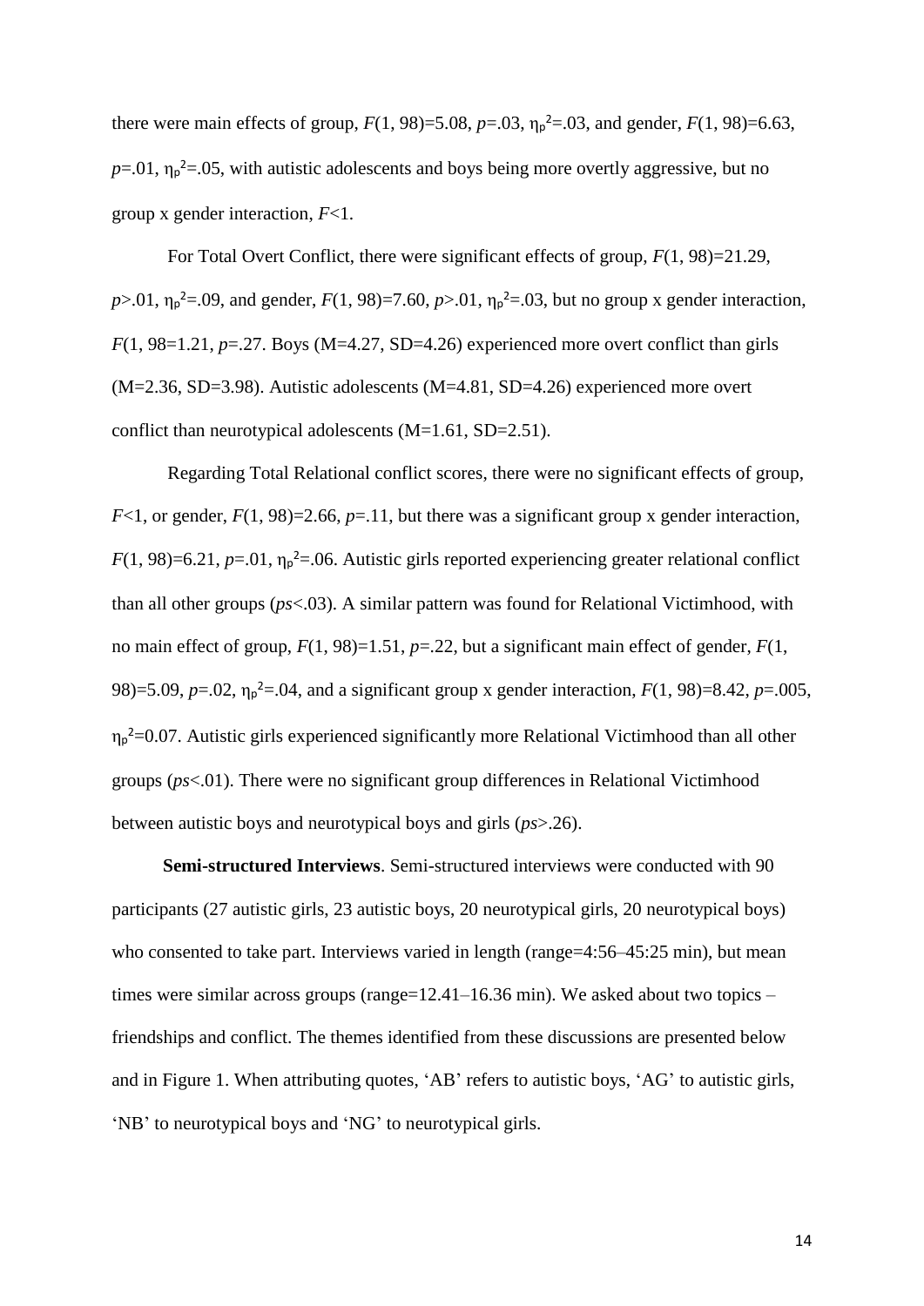there were main effects of group, $F(1, 98)=5.08$, $p=.03$, $\eta_p^2=.03$, and gender, $F(1, 98)=6.63$, $p=.01$, $\eta_p^2=.05$, with autistic adolescents and boys being more overtly aggressive, but no group x gender interaction, $F<1$.

For Total Overt Conflict, there were significant effects of group, $F(1, 98)=21.29$, $p>.01$, $\eta_p^2=.09$, and gender, $F(1, 98)=7.60$, $p>.01$, $\eta_p^2=.03$, but no group x gender interaction, $F(1, 98=1.21$, $p=.27$. Boys (M=4.27, SD=4.26) experienced more overt conflict than girls (M=2.36, SD=3.98). Autistic adolescents (M=4.81, SD=4.26) experienced more overt conflict than neurotypical adolescents (M=1.61, SD=2.51).

Regarding Total Relational conflict scores, there were no significant effects of group, $F<1$, or gender, $F(1, 98)=2.66$, $p=.11$, but there was a significant group x gender interaction, $F(1, 98)=6.21$, $p=.01$, $\eta_p^2=.06$. Autistic girls reported experiencing greater relational conflict than all other groups (*ps*<.03). A similar pattern was found for Relational Victimhood, with no main effect of group, $F(1, 98)=1.51$, $p=.22$, but a significant main effect of gender, $F(1, 98)=5.09$, $p=.02$, $\eta_p^2=.04$, and a significant group x gender interaction, $F(1, 98)=8.42$, $p=.005$, $\eta_p^2=0.07$. Autistic girls experienced significantly more Relational Victimhood than all other groups (*ps*<.01). There were no significant group differences in Relational Victimhood between autistic boys and neurotypical boys and girls (*ps*>.26).

**Semi-structured Interviews**. Semi-structured interviews were conducted with 90 participants (27 autistic girls, 23 autistic boys, 20 neurotypical girls, 20 neurotypical boys) who consented to take part. Interviews varied in length (range=4:56–45:25 min), but mean times were similar across groups (range=12.41–16.36 min). We asked about two topics – friendships and conflict. The themes identified from these discussions are presented below and in Figure 1. When attributing quotes, 'AB' refers to autistic boys, 'AG' to autistic girls, 'NB' to neurotypical boys and 'NG' to neurotypical girls.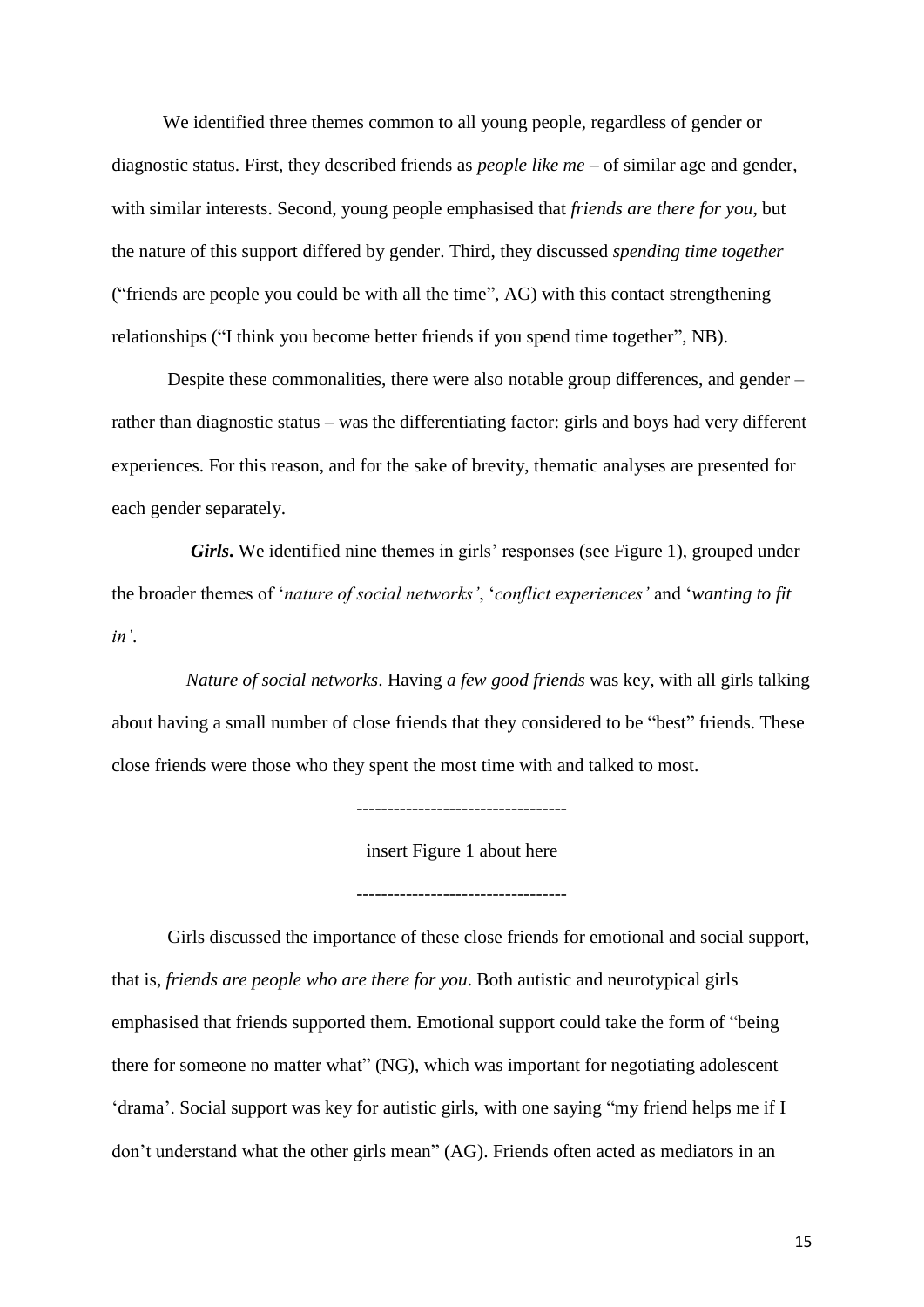We identified three themes common to all young people, regardless of gender or diagnostic status. First, they described friends as *people like me* – of similar age and gender, with similar interests. Second, young people emphasised that *friends are there for you*, but the nature of this support differed by gender. Third, they discussed *spending time together* ("friends are people you could be with all the time", AG) with this contact strengthening relationships ("I think you become better friends if you spend time together", NB).

Despite these commonalities, there were also notable group differences, and gender – rather than diagnostic status – was the differentiating factor: girls and boys had very different experiences. For this reason, and for the sake of brevity, thematic analyses are presented for each gender separately.

***Girls.*** We identified nine themes in girls' responses (see Figure 1), grouped under the broader themes of '*nature of social networks'*, '*conflict experiences'* and '*wanting to fit in'*.

*Nature of social networks*. Having *a few good friends* was key, with all girls talking about having a small number of close friends that they considered to be "best" friends. These close friends were those who they spent the most time with and talked to most.

---------------------------------

insert Figure 1 about here

---------------------------------

Girls discussed the importance of these close friends for emotional and social support, that is, *friends are people who are there for you*. Both autistic and neurotypical girls emphasised that friends supported them. Emotional support could take the form of "being there for someone no matter what" (NG), which was important for negotiating adolescent 'drama'. Social support was key for autistic girls, with one saying "my friend helps me if I don't understand what the other girls mean" (AG). Friends often acted as mediators in an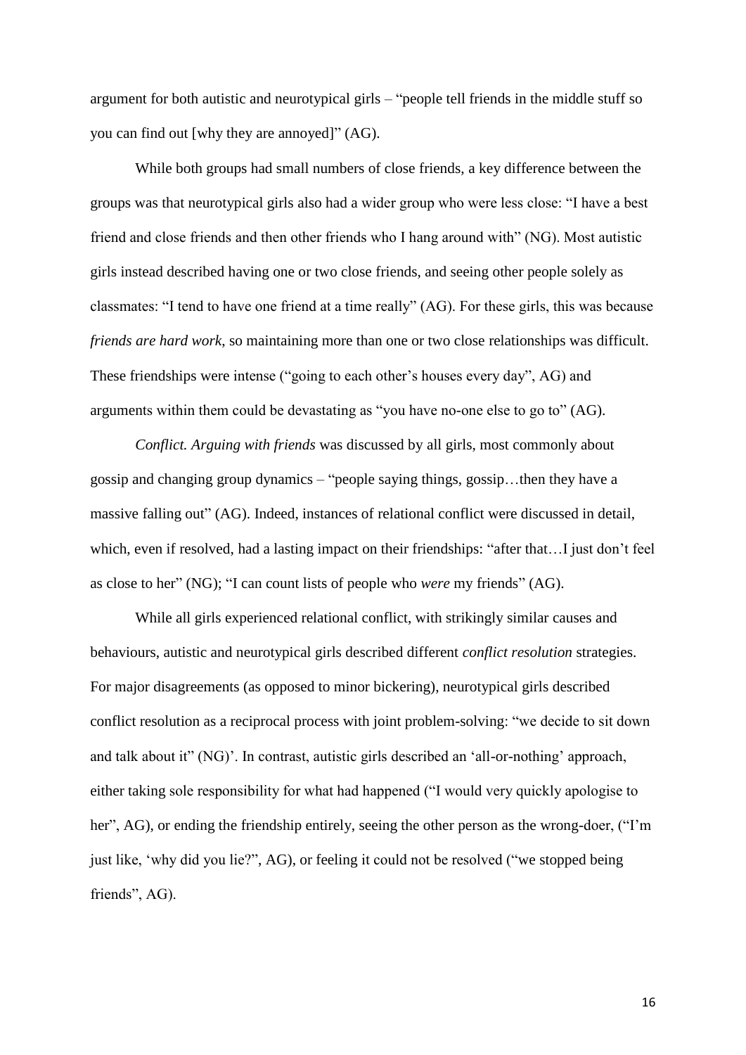argument for both autistic and neurotypical girls – "people tell friends in the middle stuff so you can find out [why they are annoyed]" (AG).

While both groups had small numbers of close friends, a key difference between the groups was that neurotypical girls also had a wider group who were less close: "I have a best friend and close friends and then other friends who I hang around with" (NG). Most autistic girls instead described having one or two close friends, and seeing other people solely as classmates: "I tend to have one friend at a time really" (AG). For these girls, this was because *friends are hard work,* so maintaining more than one or two close relationships was difficult. These friendships were intense ("going to each other's houses every day", AG) and arguments within them could be devastating as "you have no-one else to go to" (AG).

*Conflict. Arguing with friends* was discussed by all girls, most commonly about gossip and changing group dynamics – "people saying things, gossip…then they have a massive falling out" (AG). Indeed, instances of relational conflict were discussed in detail, which, even if resolved, had a lasting impact on their friendships: "after that…I just don't feel as close to her" (NG); "I can count lists of people who *were* my friends" (AG).

While all girls experienced relational conflict, with strikingly similar causes and behaviours, autistic and neurotypical girls described different *conflict resolution* strategies. For major disagreements (as opposed to minor bickering), neurotypical girls described conflict resolution as a reciprocal process with joint problem-solving: "we decide to sit down and talk about it" (NG)'. In contrast, autistic girls described an 'all-or-nothing' approach, either taking sole responsibility for what had happened ("I would very quickly apologise to her", AG), or ending the friendship entirely, seeing the other person as the wrong-doer, ("I'm just like, 'why did you lie?", AG), or feeling it could not be resolved ("we stopped being friends", AG).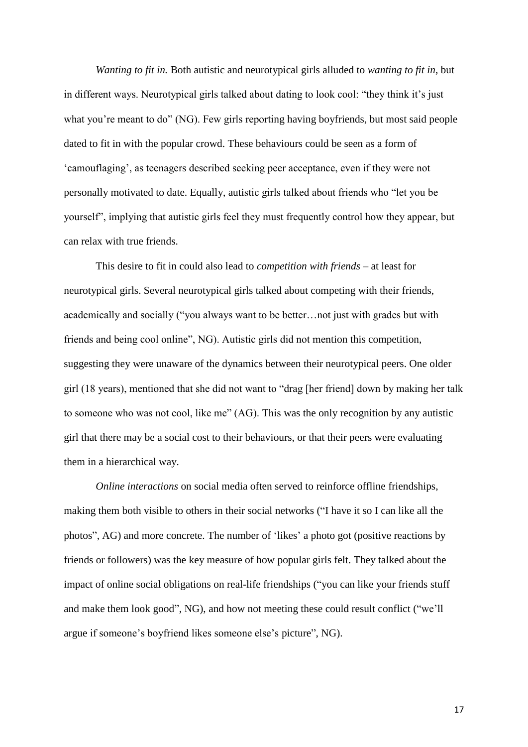*Wanting to fit in.* Both autistic and neurotypical girls alluded to *wanting to fit in*, but in different ways. Neurotypical girls talked about dating to look cool: "they think it's just what you're meant to do" (NG). Few girls reporting having boyfriends, but most said people dated to fit in with the popular crowd. These behaviours could be seen as a form of 'camouflaging', as teenagers described seeking peer acceptance, even if they were not personally motivated to date. Equally, autistic girls talked about friends who "let you be yourself", implying that autistic girls feel they must frequently control how they appear, but can relax with true friends.

This desire to fit in could also lead to *competition with friends* – at least for neurotypical girls. Several neurotypical girls talked about competing with their friends, academically and socially ("you always want to be better…not just with grades but with friends and being cool online", NG). Autistic girls did not mention this competition, suggesting they were unaware of the dynamics between their neurotypical peers. One older girl (18 years), mentioned that she did not want to "drag [her friend] down by making her talk to someone who was not cool, like me" (AG). This was the only recognition by any autistic girl that there may be a social cost to their behaviours, or that their peers were evaluating them in a hierarchical way.

*Online interactions* on social media often served to reinforce offline friendships, making them both visible to others in their social networks ("I have it so I can like all the photos", AG) and more concrete. The number of 'likes' a photo got (positive reactions by friends or followers) was the key measure of how popular girls felt. They talked about the impact of online social obligations on real-life friendships ("you can like your friends stuff and make them look good", NG), and how not meeting these could result conflict ("we'll argue if someone's boyfriend likes someone else's picture", NG).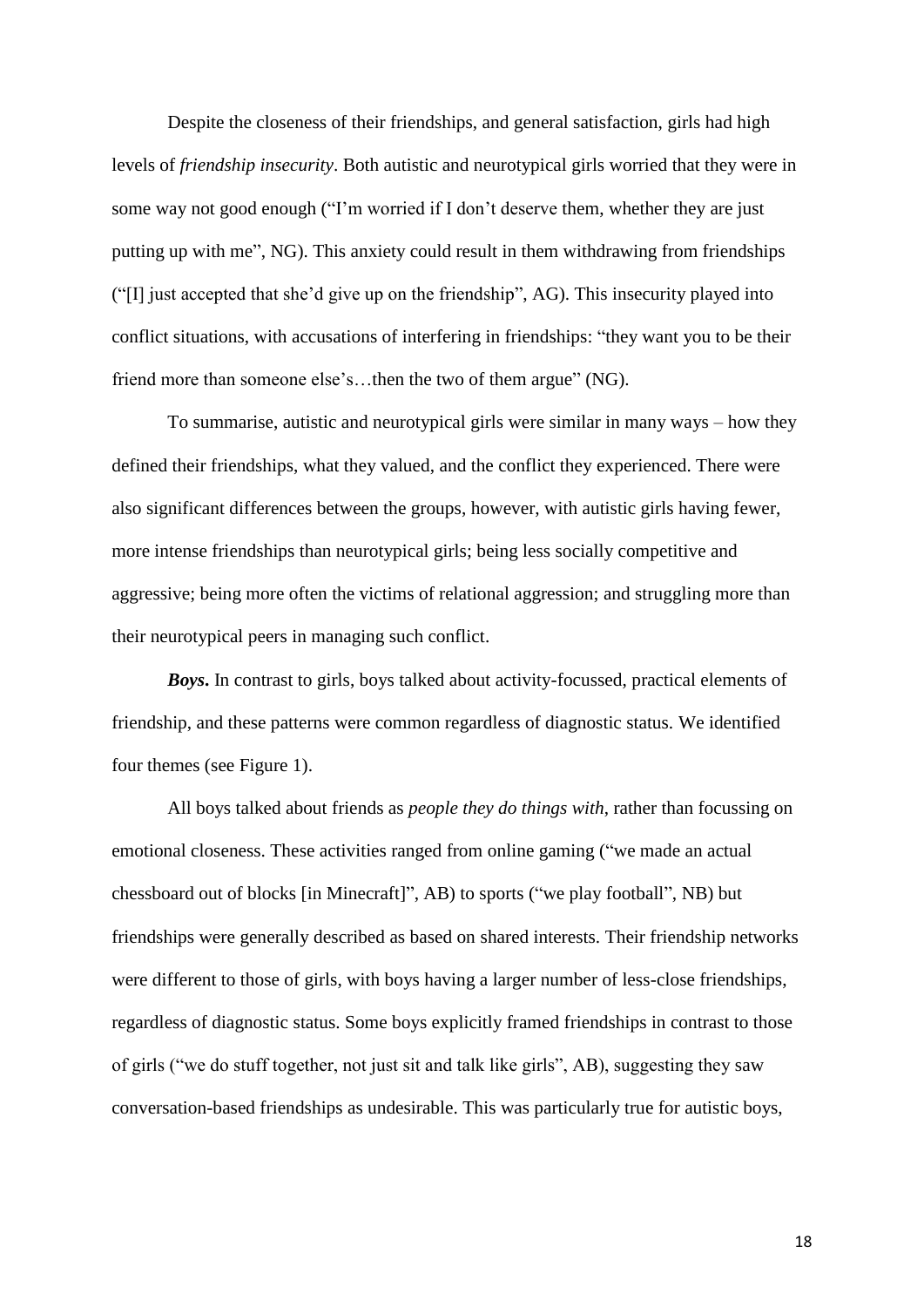Despite the closeness of their friendships, and general satisfaction, girls had high levels of *friendship insecurity*. Both autistic and neurotypical girls worried that they were in some way not good enough ("I'm worried if I don't deserve them, whether they are just putting up with me", NG). This anxiety could result in them withdrawing from friendships ("[I] just accepted that she'd give up on the friendship", AG). This insecurity played into conflict situations, with accusations of interfering in friendships: "they want you to be their friend more than someone else's…then the two of them argue" (NG).

To summarise, autistic and neurotypical girls were similar in many ways – how they defined their friendships, what they valued, and the conflict they experienced. There were also significant differences between the groups, however, with autistic girls having fewer, more intense friendships than neurotypical girls; being less socially competitive and aggressive; being more often the victims of relational aggression; and struggling more than their neurotypical peers in managing such conflict.

***Boys*.** In contrast to girls, boys talked about activity-focussed, practical elements of friendship, and these patterns were common regardless of diagnostic status. We identified four themes (see Figure 1).

All boys talked about friends as *people they do things with*, rather than focussing on emotional closeness. These activities ranged from online gaming ("we made an actual chessboard out of blocks [in Minecraft]", AB) to sports ("we play football", NB) but friendships were generally described as based on shared interests. Their friendship networks were different to those of girls, with boys having a larger number of less-close friendships, regardless of diagnostic status. Some boys explicitly framed friendships in contrast to those of girls ("we do stuff together, not just sit and talk like girls", AB), suggesting they saw conversation-based friendships as undesirable. This was particularly true for autistic boys,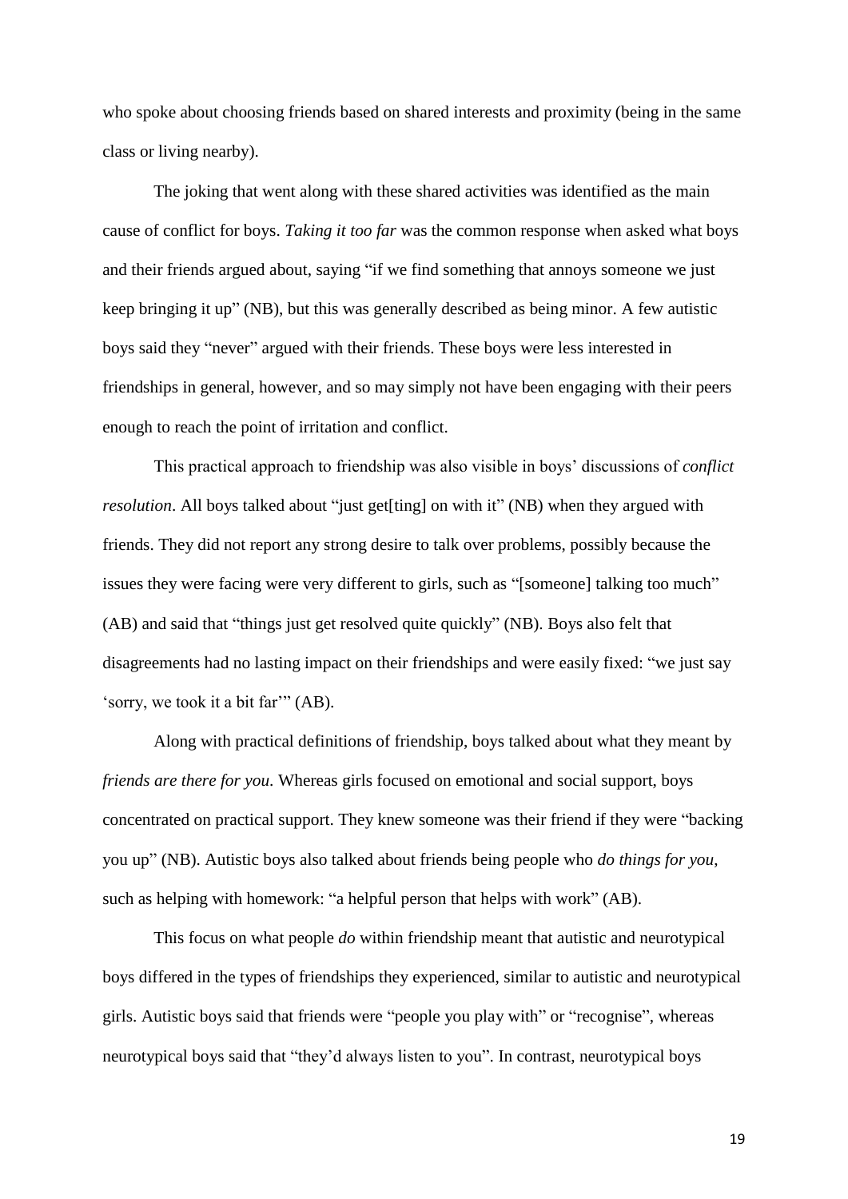who spoke about choosing friends based on shared interests and proximity (being in the same class or living nearby).

The joking that went along with these shared activities was identified as the main cause of conflict for boys. *Taking it too far* was the common response when asked what boys and their friends argued about, saying "if we find something that annoys someone we just keep bringing it up" (NB), but this was generally described as being minor. A few autistic boys said they "never" argued with their friends. These boys were less interested in friendships in general, however, and so may simply not have been engaging with their peers enough to reach the point of irritation and conflict.

This practical approach to friendship was also visible in boys' discussions of *conflict resolution*. All boys talked about "just get[ting] on with it" (NB) when they argued with friends. They did not report any strong desire to talk over problems, possibly because the issues they were facing were very different to girls, such as "[someone] talking too much" (AB) and said that "things just get resolved quite quickly" (NB). Boys also felt that disagreements had no lasting impact on their friendships and were easily fixed: "we just say 'sorry, we took it a bit far'" (AB).

Along with practical definitions of friendship, boys talked about what they meant by *friends are there for you*. Whereas girls focused on emotional and social support, boys concentrated on practical support. They knew someone was their friend if they were "backing you up" (NB). Autistic boys also talked about friends being people who *do things for you*, such as helping with homework: "a helpful person that helps with work" (AB).

This focus on what people *do* within friendship meant that autistic and neurotypical boys differed in the types of friendships they experienced, similar to autistic and neurotypical girls. Autistic boys said that friends were "people you play with" or "recognise", whereas neurotypical boys said that "they'd always listen to you". In contrast, neurotypical boys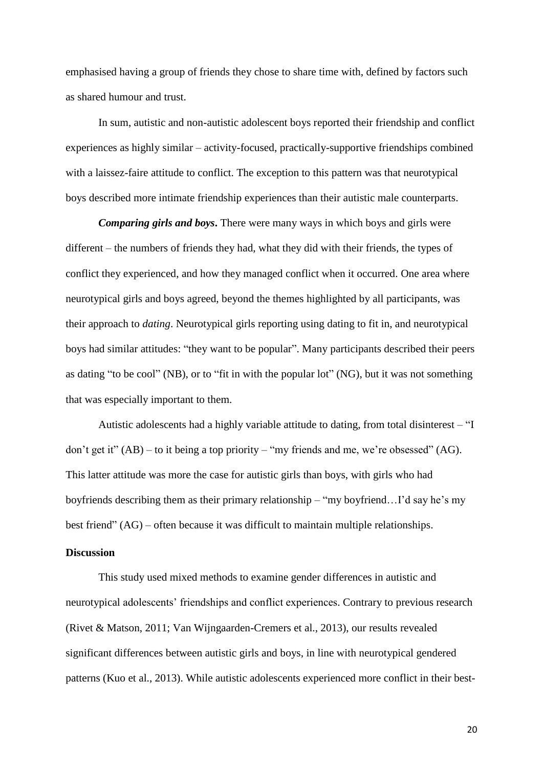emphasised having a group of friends they chose to share time with, defined by factors such as shared humour and trust.

In sum, autistic and non-autistic adolescent boys reported their friendship and conflict experiences as highly similar – activity-focused, practically-supportive friendships combined with a laissez-faire attitude to conflict. The exception to this pattern was that neurotypical boys described more intimate friendship experiences than their autistic male counterparts.

***Comparing girls and boys*.** There were many ways in which boys and girls were different – the numbers of friends they had, what they did with their friends, the types of conflict they experienced, and how they managed conflict when it occurred. One area where neurotypical girls and boys agreed, beyond the themes highlighted by all participants, was their approach to *dating*. Neurotypical girls reporting using dating to fit in, and neurotypical boys had similar attitudes: "they want to be popular". Many participants described their peers as dating "to be cool" (NB), or to "fit in with the popular lot" (NG), but it was not something that was especially important to them.

Autistic adolescents had a highly variable attitude to dating, from total disinterest – "I don't get it" (AB) – to it being a top priority – "my friends and me, we're obsessed" (AG). This latter attitude was more the case for autistic girls than boys, with girls who had boyfriends describing them as their primary relationship – "my boyfriend…I'd say he's my best friend" (AG) – often because it was difficult to maintain multiple relationships.

## Discussion

This study used mixed methods to examine gender differences in autistic and neurotypical adolescents' friendships and conflict experiences. Contrary to previous research (Rivet & Matson, 2011; Van Wijngaarden-Cremers et al., 2013), our results revealed significant differences between autistic girls and boys, in line with neurotypical gendered patterns (Kuo et al., 2013). While autistic adolescents experienced more conflict in their best-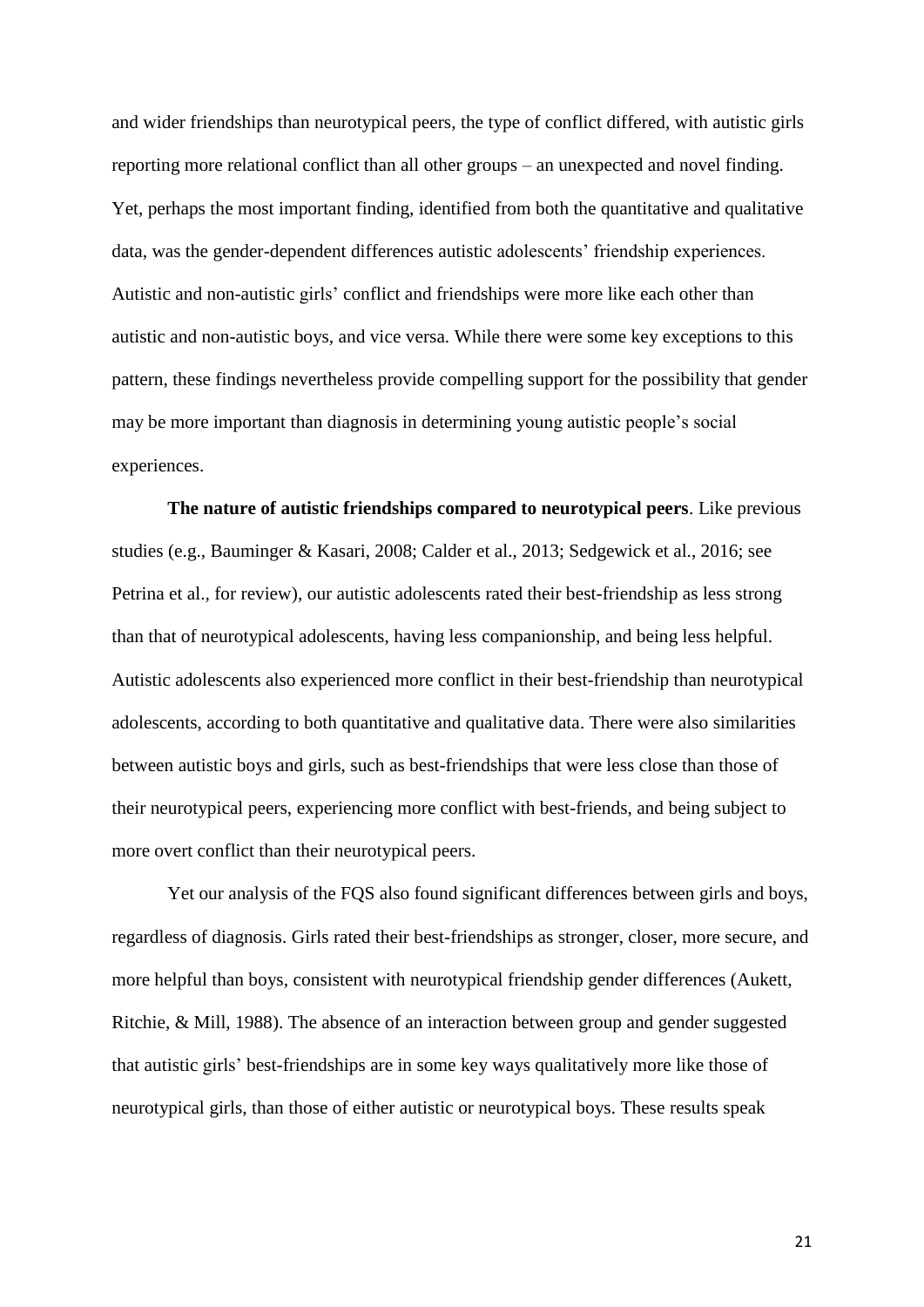and wider friendships than neurotypical peers, the type of conflict differed, with autistic girls reporting more relational conflict than all other groups – an unexpected and novel finding. Yet, perhaps the most important finding, identified from both the quantitative and qualitative data, was the gender-dependent differences autistic adolescents' friendship experiences. Autistic and non-autistic girls' conflict and friendships were more like each other than autistic and non-autistic boys, and vice versa. While there were some key exceptions to this pattern, these findings nevertheless provide compelling support for the possibility that gender may be more important than diagnosis in determining young autistic people's social experiences.

**The nature of autistic friendships compared to neurotypical peers**. Like previous studies (e.g., Bauminger & Kasari, 2008; Calder et al., 2013; Sedgewick et al., 2016; see Petrina et al., for review), our autistic adolescents rated their best-friendship as less strong than that of neurotypical adolescents, having less companionship, and being less helpful. Autistic adolescents also experienced more conflict in their best-friendship than neurotypical adolescents, according to both quantitative and qualitative data. There were also similarities between autistic boys and girls, such as best-friendships that were less close than those of their neurotypical peers, experiencing more conflict with best-friends, and being subject to more overt conflict than their neurotypical peers.

Yet our analysis of the FQS also found significant differences between girls and boys, regardless of diagnosis. Girls rated their best-friendships as stronger, closer, more secure, and more helpful than boys, consistent with neurotypical friendship gender differences (Aukett, Ritchie, & Mill, 1988). The absence of an interaction between group and gender suggested that autistic girls' best-friendships are in some key ways qualitatively more like those of neurotypical girls, than those of either autistic or neurotypical boys. These results speak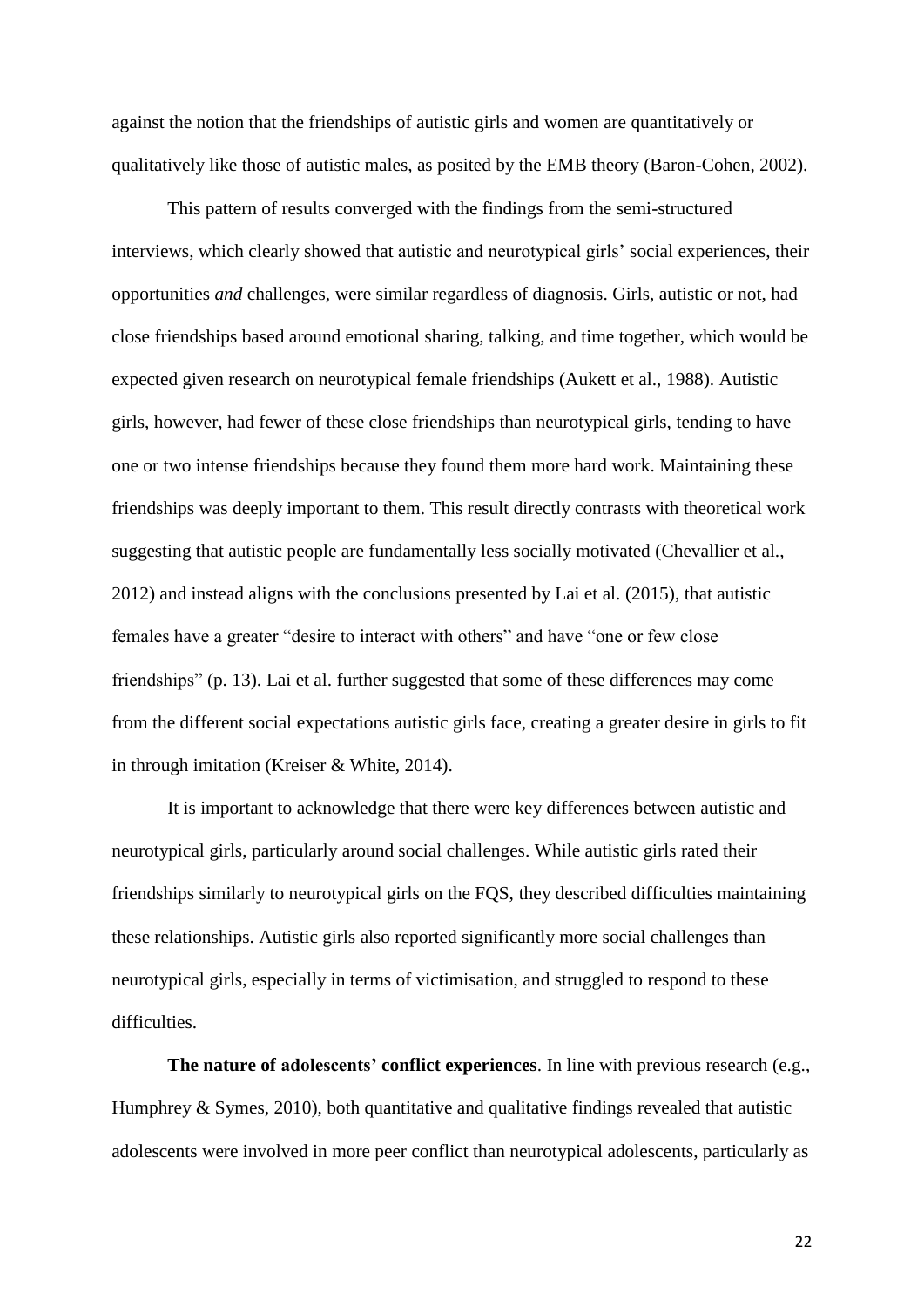against the notion that the friendships of autistic girls and women are quantitatively or qualitatively like those of autistic males, as posited by the EMB theory (Baron-Cohen, 2002).

This pattern of results converged with the findings from the semi-structured interviews, which clearly showed that autistic and neurotypical girls' social experiences, their opportunities *and* challenges, were similar regardless of diagnosis. Girls, autistic or not, had close friendships based around emotional sharing, talking, and time together, which would be expected given research on neurotypical female friendships (Aukett et al., 1988). Autistic girls, however, had fewer of these close friendships than neurotypical girls, tending to have one or two intense friendships because they found them more hard work. Maintaining these friendships was deeply important to them. This result directly contrasts with theoretical work suggesting that autistic people are fundamentally less socially motivated (Chevallier et al., 2012) and instead aligns with the conclusions presented by Lai et al. (2015), that autistic females have a greater "desire to interact with others" and have "one or few close friendships" (p. 13). Lai et al. further suggested that some of these differences may come from the different social expectations autistic girls face, creating a greater desire in girls to fit in through imitation (Kreiser & White, 2014).

It is important to acknowledge that there were key differences between autistic and neurotypical girls, particularly around social challenges. While autistic girls rated their friendships similarly to neurotypical girls on the FQS, they described difficulties maintaining these relationships. Autistic girls also reported significantly more social challenges than neurotypical girls, especially in terms of victimisation, and struggled to respond to these difficulties.

**The nature of adolescents' conflict experiences**. In line with previous research (e.g., Humphrey & Symes, 2010), both quantitative and qualitative findings revealed that autistic adolescents were involved in more peer conflict than neurotypical adolescents, particularly as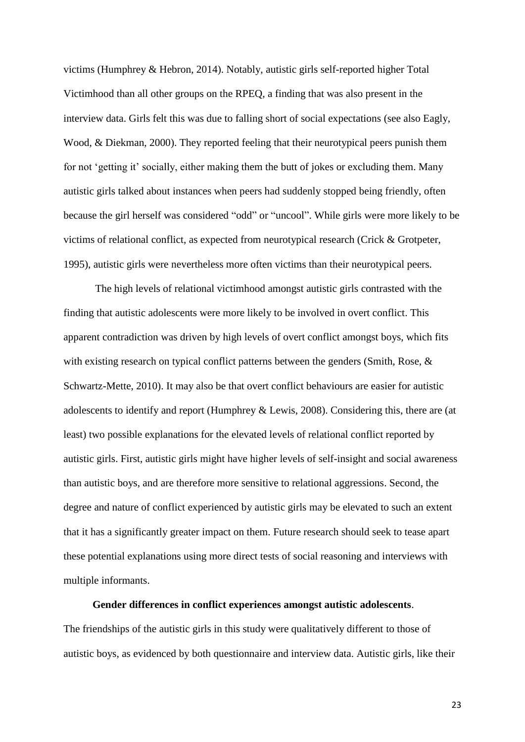victims (Humphrey & Hebron, 2014). Notably, autistic girls self-reported higher Total Victimhood than all other groups on the RPEQ, a finding that was also present in the interview data. Girls felt this was due to falling short of social expectations (see also Eagly, Wood, & Diekman, 2000). They reported feeling that their neurotypical peers punish them for not 'getting it' socially, either making them the butt of jokes or excluding them. Many autistic girls talked about instances when peers had suddenly stopped being friendly, often because the girl herself was considered "odd" or "uncool". While girls were more likely to be victims of relational conflict, as expected from neurotypical research (Crick & Grotpeter, 1995), autistic girls were nevertheless more often victims than their neurotypical peers.

The high levels of relational victimhood amongst autistic girls contrasted with the finding that autistic adolescents were more likely to be involved in overt conflict. This apparent contradiction was driven by high levels of overt conflict amongst boys, which fits with existing research on typical conflict patterns between the genders (Smith, Rose, & Schwartz-Mette, 2010). It may also be that overt conflict behaviours are easier for autistic adolescents to identify and report (Humphrey & Lewis, 2008). Considering this, there are (at least) two possible explanations for the elevated levels of relational conflict reported by autistic girls. First, autistic girls might have higher levels of self-insight and social awareness than autistic boys, and are therefore more sensitive to relational aggressions. Second, the degree and nature of conflict experienced by autistic girls may be elevated to such an extent that it has a significantly greater impact on them. Future research should seek to tease apart these potential explanations using more direct tests of social reasoning and interviews with multiple informants.

**Gender differences in conflict experiences amongst autistic adolescents**. The friendships of the autistic girls in this study were qualitatively different to those of autistic boys, as evidenced by both questionnaire and interview data. Autistic girls, like their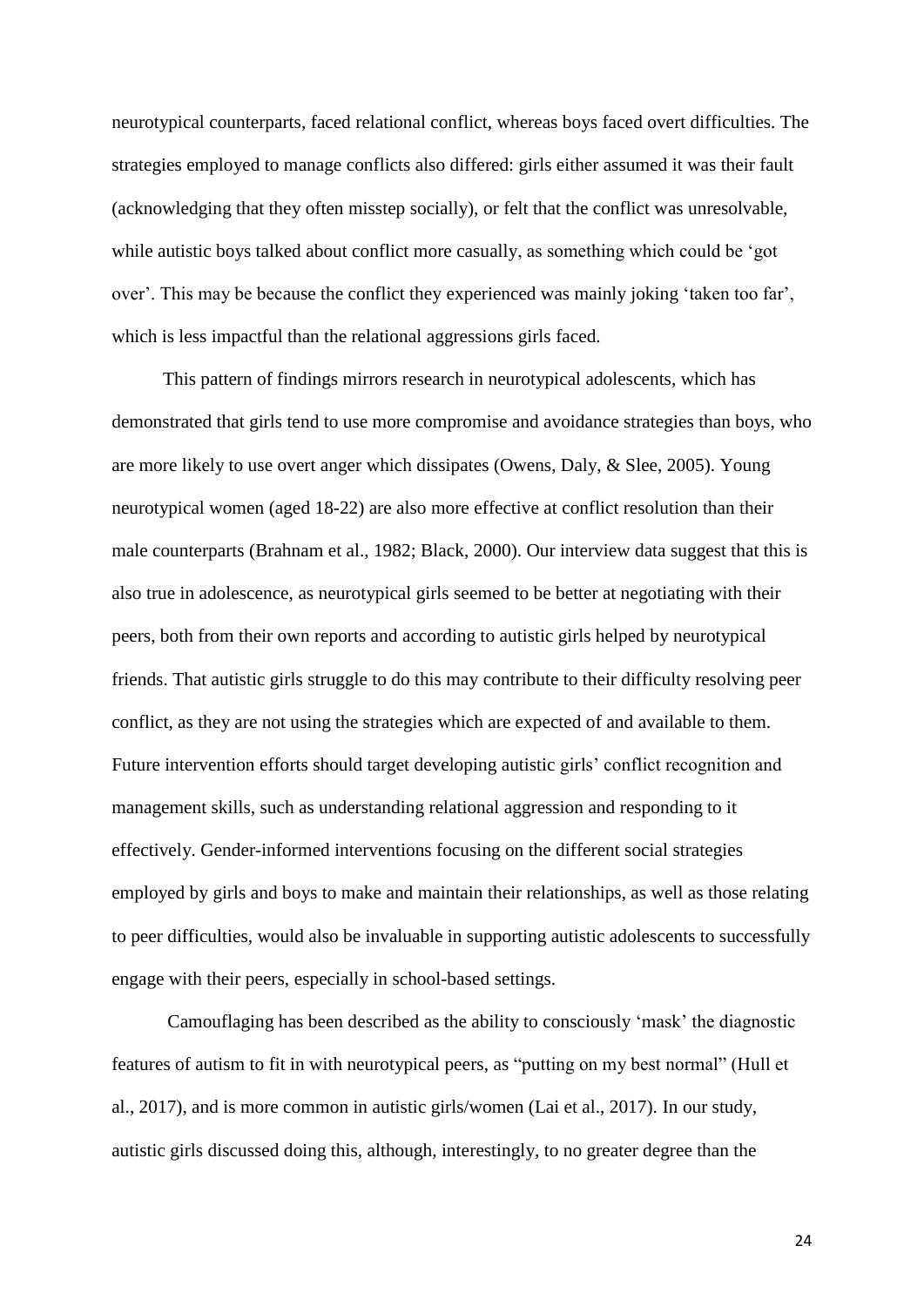neurotypical counterparts, faced relational conflict, whereas boys faced overt difficulties. The strategies employed to manage conflicts also differed: girls either assumed it was their fault (acknowledging that they often misstep socially), or felt that the conflict was unresolvable, while autistic boys talked about conflict more casually, as something which could be 'got over'. This may be because the conflict they experienced was mainly joking 'taken too far', which is less impactful than the relational aggressions girls faced.

This pattern of findings mirrors research in neurotypical adolescents, which has demonstrated that girls tend to use more compromise and avoidance strategies than boys, who are more likely to use overt anger which dissipates (Owens, Daly, & Slee, 2005). Young neurotypical women (aged 18-22) are also more effective at conflict resolution than their male counterparts (Brahnam et al., 1982; Black, 2000). Our interview data suggest that this is also true in adolescence, as neurotypical girls seemed to be better at negotiating with their peers, both from their own reports and according to autistic girls helped by neurotypical friends. That autistic girls struggle to do this may contribute to their difficulty resolving peer conflict, as they are not using the strategies which are expected of and available to them. Future intervention efforts should target developing autistic girls' conflict recognition and management skills, such as understanding relational aggression and responding to it effectively. Gender-informed interventions focusing on the different social strategies employed by girls and boys to make and maintain their relationships, as well as those relating to peer difficulties, would also be invaluable in supporting autistic adolescents to successfully engage with their peers, especially in school-based settings.

Camouflaging has been described as the ability to consciously 'mask' the diagnostic features of autism to fit in with neurotypical peers, as "putting on my best normal" (Hull et al., 2017), and is more common in autistic girls/women (Lai et al., 2017). In our study, autistic girls discussed doing this, although, interestingly, to no greater degree than the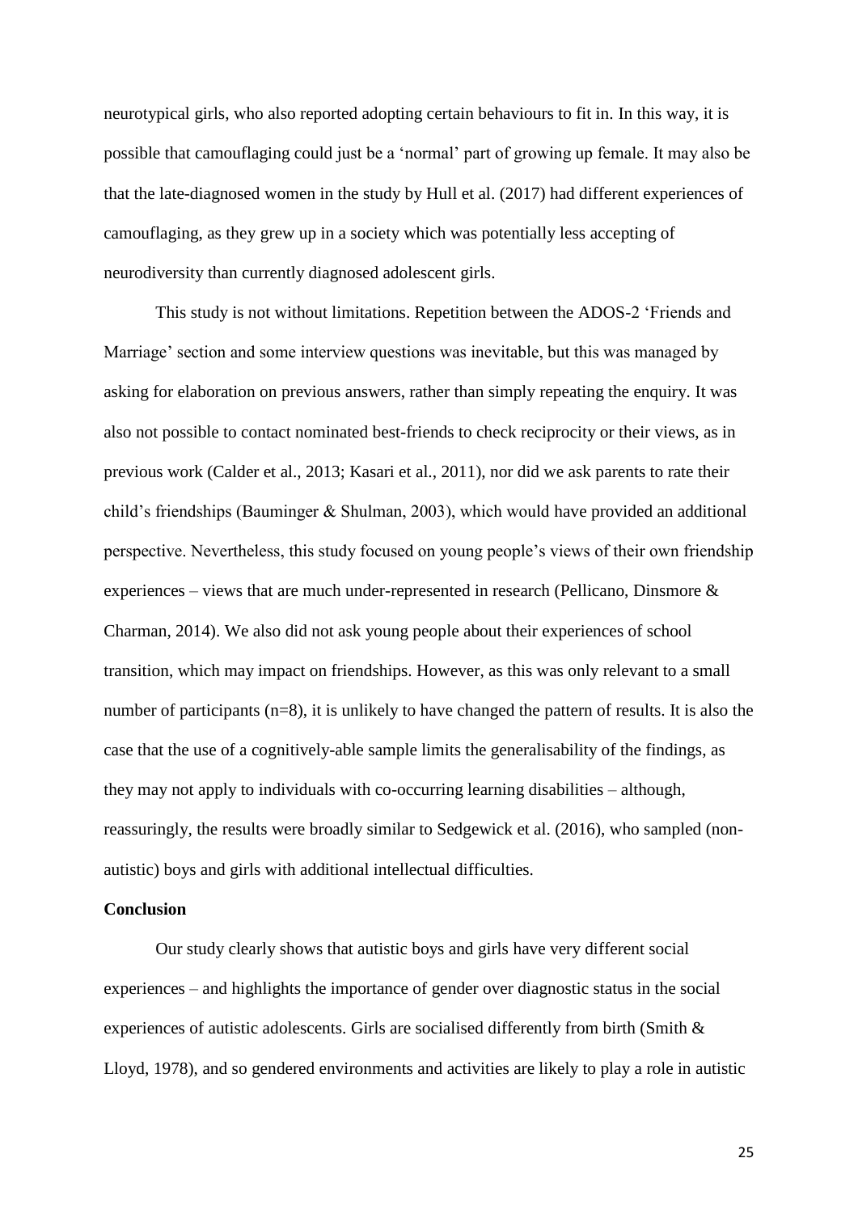neurotypical girls, who also reported adopting certain behaviours to fit in. In this way, it is possible that camouflaging could just be a 'normal' part of growing up female. It may also be that the late-diagnosed women in the study by Hull et al. (2017) had different experiences of camouflaging, as they grew up in a society which was potentially less accepting of neurodiversity than currently diagnosed adolescent girls.

This study is not without limitations. Repetition between the ADOS-2 'Friends and Marriage' section and some interview questions was inevitable, but this was managed by asking for elaboration on previous answers, rather than simply repeating the enquiry. It was also not possible to contact nominated best-friends to check reciprocity or their views, as in previous work (Calder et al., 2013; Kasari et al., 2011), nor did we ask parents to rate their child's friendships (Bauminger & Shulman, 2003), which would have provided an additional perspective. Nevertheless, this study focused on young people's views of their own friendship experiences – views that are much under-represented in research (Pellicano, Dinsmore & Charman, 2014). We also did not ask young people about their experiences of school transition, which may impact on friendships. However, as this was only relevant to a small number of participants (n=8), it is unlikely to have changed the pattern of results. It is also the case that the use of a cognitively-able sample limits the generalisability of the findings, as they may not apply to individuals with co-occurring learning disabilities – although, reassuringly, the results were broadly similar to Sedgewick et al. (2016), who sampled (non-autistic) boys and girls with additional intellectual difficulties.

**Conclusion**

Our study clearly shows that autistic boys and girls have very different social experiences – and highlights the importance of gender over diagnostic status in the social experiences of autistic adolescents. Girls are socialised differently from birth (Smith & Lloyd, 1978), and so gendered environments and activities are likely to play a role in autistic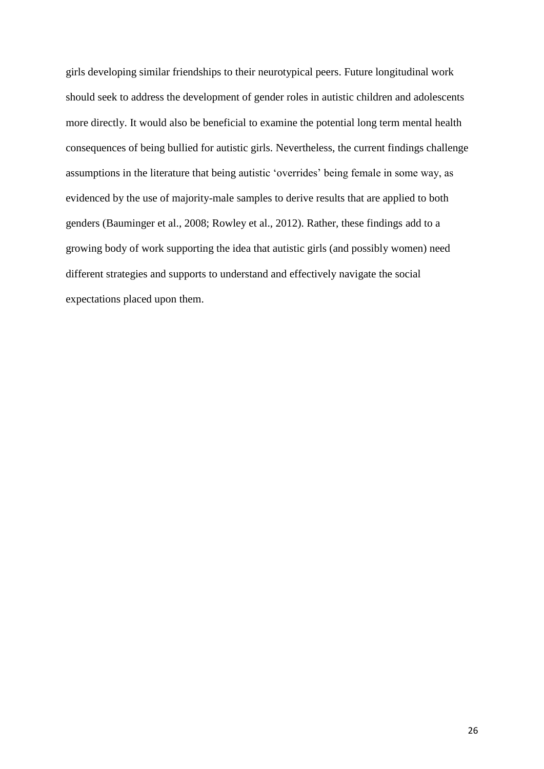girls developing similar friendships to their neurotypical peers. Future longitudinal work should seek to address the development of gender roles in autistic children and adolescents more directly. It would also be beneficial to examine the potential long term mental health consequences of being bullied for autistic girls. Nevertheless, the current findings challenge assumptions in the literature that being autistic 'overrides' being female in some way, as evidenced by the use of majority-male samples to derive results that are applied to both genders (Bauminger et al., 2008; Rowley et al., 2012). Rather, these findings add to a growing body of work supporting the idea that autistic girls (and possibly women) need different strategies and supports to understand and effectively navigate the social expectations placed upon them.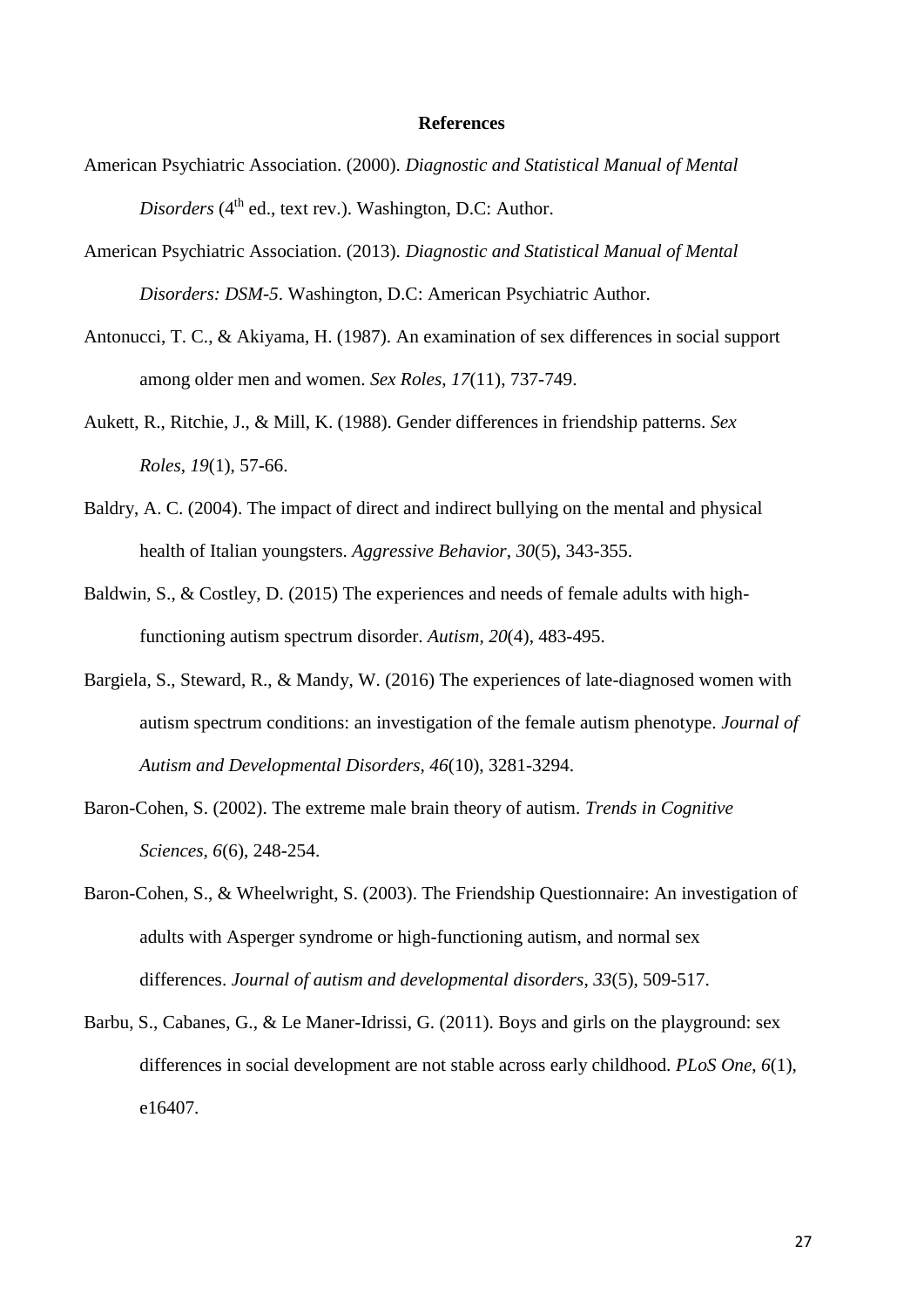# References

American Psychiatric Association. (2000). *Diagnostic and Statistical Manual of Mental Disorders* (4th ed., text rev.). Washington, D.C: Author.

American Psychiatric Association. (2013). *Diagnostic and Statistical Manual of Mental Disorders: DSM-5*. Washington, D.C: American Psychiatric Author.

Antonucci, T. C., & Akiyama, H. (1987). An examination of sex differences in social support among older men and women. *Sex Roles*, *17*(11), 737-749.

Aukett, R., Ritchie, J., & Mill, K. (1988). Gender differences in friendship patterns. *Sex Roles*, *19*(1), 57-66.

Baldry, A. C. (2004). The impact of direct and indirect bullying on the mental and physical health of Italian youngsters. *Aggressive Behavior*, *30*(5), 343-355.

Baldwin, S., & Costley, D. (2015) The experiences and needs of female adults with high-functioning autism spectrum disorder. *Autism, 20*(4), 483-495.

Bargiela, S., Steward, R., & Mandy, W. (2016) The experiences of late-diagnosed women with autism spectrum conditions: an investigation of the female autism phenotype. *Journal of Autism and Developmental Disorders, 46*(10), 3281-3294.

Baron-Cohen, S. (2002). The extreme male brain theory of autism. *Trends in Cognitive Sciences*, *6*(6), 248-254.

Baron-Cohen, S., & Wheelwright, S. (2003). The Friendship Questionnaire: An investigation of adults with Asperger syndrome or high-functioning autism, and normal sex differences. *Journal of autism and developmental disorders*, *33*(5), 509-517.

Barbu, S., Cabanes, G., & Le Maner-Idrissi, G. (2011). Boys and girls on the playground: sex differences in social development are not stable across early childhood. *PLoS One*, *6*(1), e16407.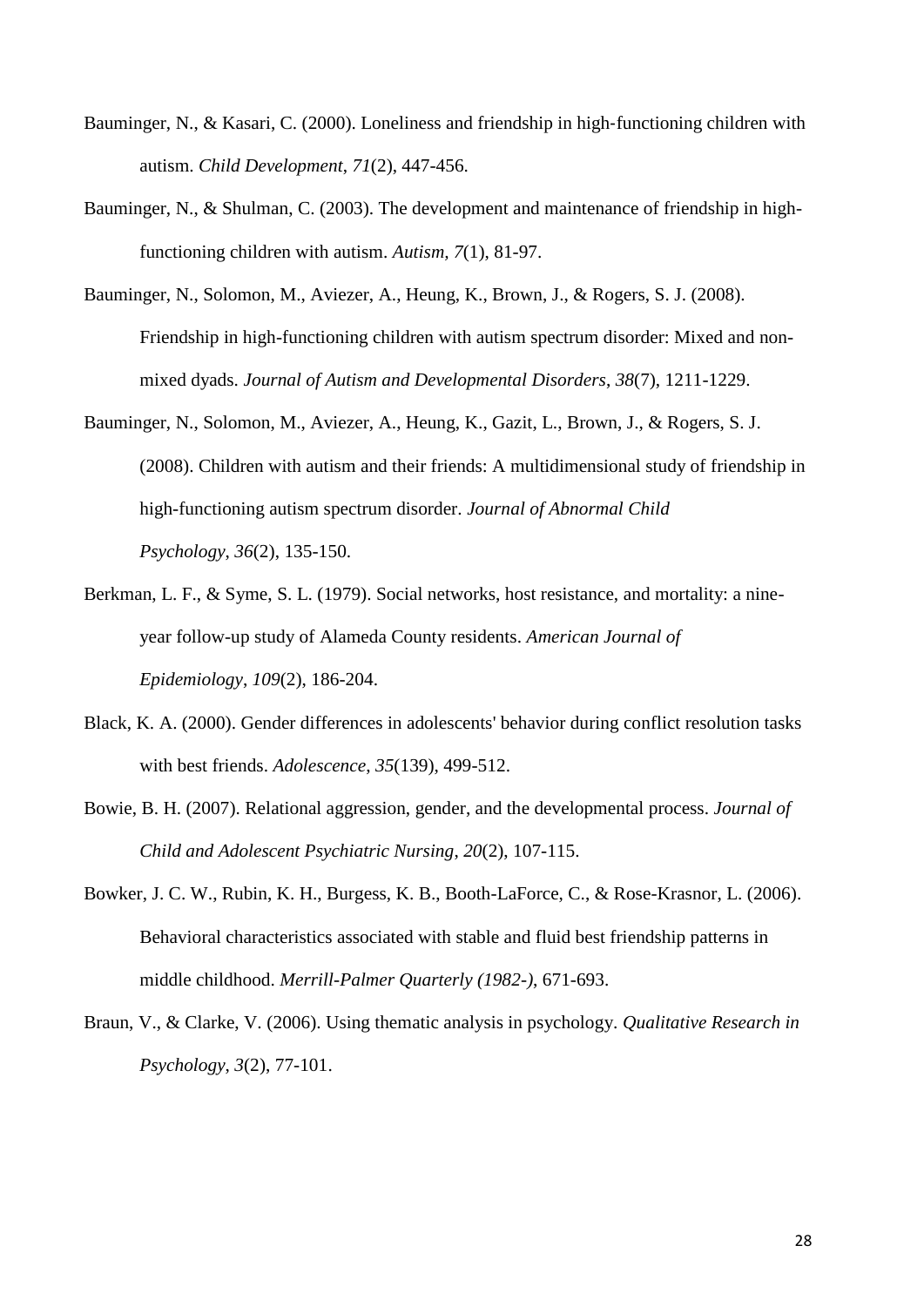Bauminger, N., & Kasari, C. (2000). Loneliness and friendship in high-functioning children with autism. *Child Development*, *71*(2), 447-456.

Bauminger, N., & Shulman, C. (2003). The development and maintenance of friendship in high-functioning children with autism. *Autism, 7*(1), 81-97.

Bauminger, N., Solomon, M., Aviezer, A., Heung, K., Brown, J., & Rogers, S. J. (2008). Friendship in high-functioning children with autism spectrum disorder: Mixed and non-mixed dyads. *Journal of Autism and Developmental Disorders*, *38*(7), 1211-1229.

Bauminger, N., Solomon, M., Aviezer, A., Heung, K., Gazit, L., Brown, J., & Rogers, S. J. (2008). Children with autism and their friends: A multidimensional study of friendship in high-functioning autism spectrum disorder. *Journal of Abnormal Child Psychology*, *36*(2), 135-150.

Berkman, L. F., & Syme, S. L. (1979). Social networks, host resistance, and mortality: a nine-year follow-up study of Alameda County residents. *American Journal of Epidemiology*, *109*(2), 186-204.

Black, K. A. (2000). Gender differences in adolescents' behavior during conflict resolution tasks with best friends. *Adolescence*, *35*(139), 499-512.

Bowie, B. H. (2007). Relational aggression, gender, and the developmental process. *Journal of Child and Adolescent Psychiatric Nursing*, *20*(2), 107-115.

Bowker, J. C. W., Rubin, K. H., Burgess, K. B., Booth-LaForce, C., & Rose-Krasnor, L. (2006). Behavioral characteristics associated with stable and fluid best friendship patterns in middle childhood. *Merrill-Palmer Quarterly (1982-)*, 671-693.

Braun, V., & Clarke, V. (2006). Using thematic analysis in psychology. *Qualitative Research in Psychology*, *3*(2), 77-101.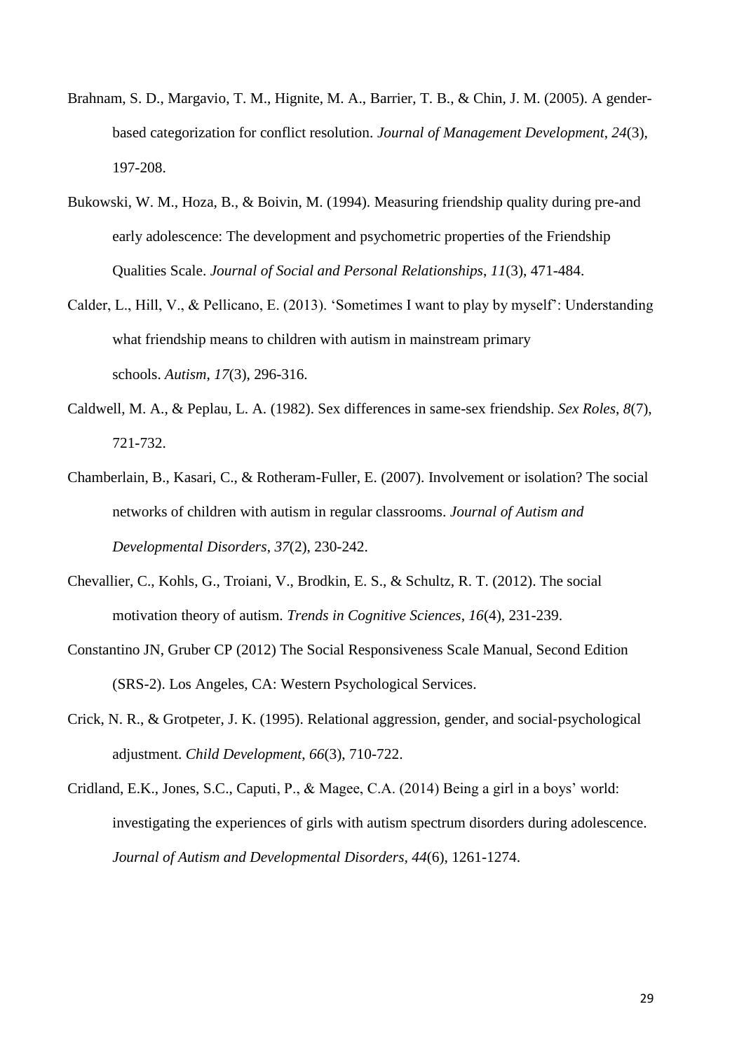Brahnam, S. D., Margavio, T. M., Hignite, M. A., Barrier, T. B., & Chin, J. M. (2005). A gender-based categorization for conflict resolution. *Journal of Management Development*, *24*(3), 197-208.

Bukowski, W. M., Hoza, B., & Boivin, M. (1994). Measuring friendship quality during pre-and early adolescence: The development and psychometric properties of the Friendship Qualities Scale. *Journal of Social and Personal Relationships*, *11*(3), 471-484.

Calder, L., Hill, V., & Pellicano, E. (2013). 'Sometimes I want to play by myself': Understanding what friendship means to children with autism in mainstream primary schools. *Autism*, *17*(3), 296-316.

Caldwell, M. A., & Peplau, L. A. (1982). Sex differences in same-sex friendship. *Sex Roles*, *8*(7), 721-732.

Chamberlain, B., Kasari, C., & Rotheram-Fuller, E. (2007). Involvement or isolation? The social networks of children with autism in regular classrooms. *Journal of Autism and Developmental Disorders*, *37*(2), 230-242.

Chevallier, C., Kohls, G., Troiani, V., Brodkin, E. S., & Schultz, R. T. (2012). The social motivation theory of autism. *Trends in Cognitive Sciences*, *16*(4), 231-239.

Constantino JN, Gruber CP (2012) The Social Responsiveness Scale Manual, Second Edition (SRS-2). Los Angeles, CA: Western Psychological Services.

Crick, N. R., & Grotpeter, J. K. (1995). Relational aggression, gender, and social‐psychological adjustment. *Child Development*, *66*(3), 710-722.

Cridland, E.K., Jones, S.C., Caputi, P., & Magee, C.A. (2014) Being a girl in a boys' world: investigating the experiences of girls with autism spectrum disorders during adolescence. *Journal of Autism and Developmental Disorders, 44*(6), 1261-1274.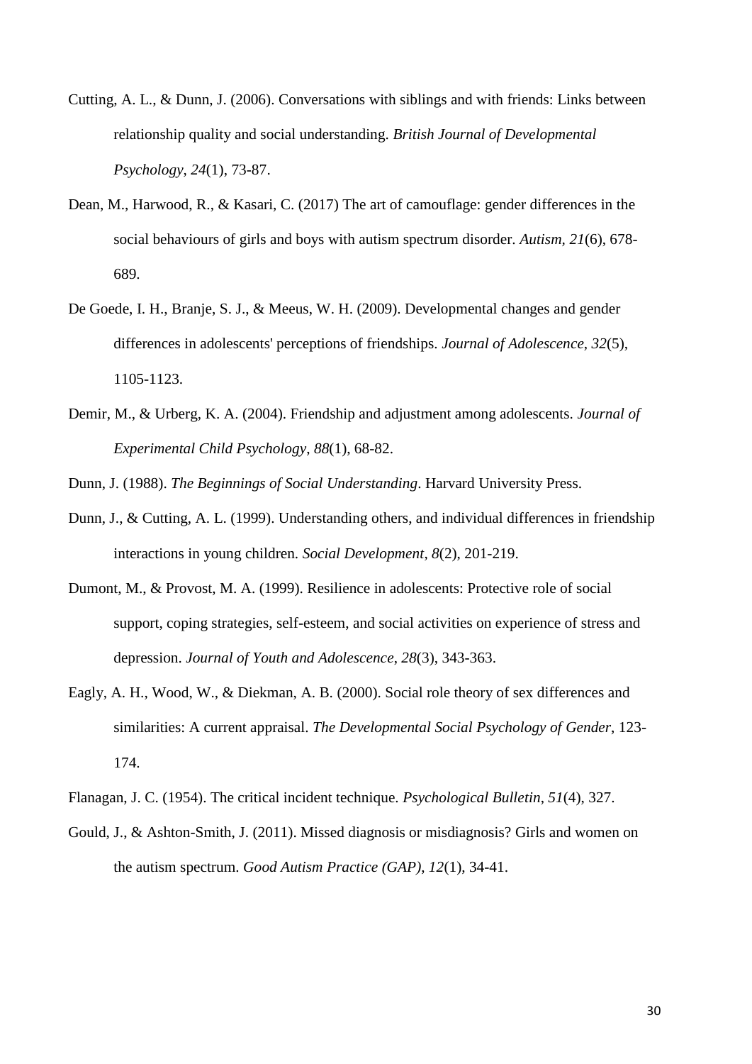Cutting, A. L., & Dunn, J. (2006). Conversations with siblings and with friends: Links between relationship quality and social understanding. *British Journal of Developmental Psychology*, *24*(1), 73-87.

Dean, M., Harwood, R., & Kasari, C. (2017) The art of camouflage: gender differences in the social behaviours of girls and boys with autism spectrum disorder. *Autism*, *21*(6), 678-689.

De Goede, I. H., Branje, S. J., & Meeus, W. H. (2009). Developmental changes and gender differences in adolescents' perceptions of friendships. *Journal of Adolescence*, *32*(5), 1105-1123.

Demir, M., & Urberg, K. A. (2004). Friendship and adjustment among adolescents. *Journal of Experimental Child Psychology*, *88*(1), 68-82.

Dunn, J. (1988). *The Beginnings of Social Understanding*. Harvard University Press.

Dunn, J., & Cutting, A. L. (1999). Understanding others, and individual differences in friendship interactions in young children. *Social Development*, *8*(2), 201-219.

Dumont, M., & Provost, M. A. (1999). Resilience in adolescents: Protective role of social support, coping strategies, self-esteem, and social activities on experience of stress and depression. *Journal of Youth and Adolescence*, *28*(3), 343-363.

Eagly, A. H., Wood, W., & Diekman, A. B. (2000). Social role theory of sex differences and similarities: A current appraisal. *The Developmental Social Psychology of Gender*, 123-174.

Flanagan, J. C. (1954). The critical incident technique. *Psychological Bulletin*, *51*(4), 327.

Gould, J., & Ashton-Smith, J. (2011). Missed diagnosis or misdiagnosis? Girls and women on the autism spectrum. *Good Autism Practice (GAP)*, *12*(1), 34-41.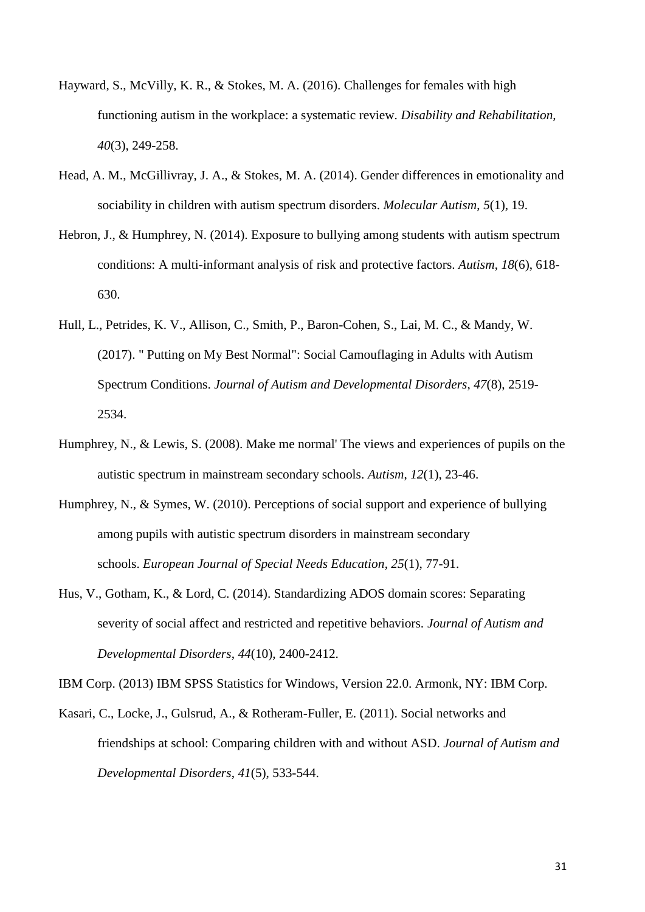Hayward, S., McVilly, K. R., & Stokes, M. A. (2016). Challenges for females with high functioning autism in the workplace: a systematic review. *Disability and Rehabilitation, 40*(3), 249-258.

Head, A. M., McGillivray, J. A., & Stokes, M. A. (2014). Gender differences in emotionality and sociability in children with autism spectrum disorders. *Molecular Autism*, *5*(1), 19.

Hebron, J., & Humphrey, N. (2014). Exposure to bullying among students with autism spectrum conditions: A multi-informant analysis of risk and protective factors. *Autism*, *18*(6), 618-630.

Hull, L., Petrides, K. V., Allison, C., Smith, P., Baron-Cohen, S., Lai, M. C., & Mandy, W. (2017). " Putting on My Best Normal": Social Camouflaging in Adults with Autism Spectrum Conditions. *Journal of Autism and Developmental Disorders*, *47*(8), 2519-2534.

Humphrey, N., & Lewis, S. (2008). Make me normal' The views and experiences of pupils on the autistic spectrum in mainstream secondary schools. *Autism*, *12*(1), 23-46.

Humphrey, N., & Symes, W. (2010). Perceptions of social support and experience of bullying among pupils with autistic spectrum disorders in mainstream secondary schools. *European Journal of Special Needs Education*, *25*(1), 77-91.

Hus, V., Gotham, K., & Lord, C. (2014). Standardizing ADOS domain scores: Separating severity of social affect and restricted and repetitive behaviors. *Journal of Autism and Developmental Disorders*, *44*(10), 2400-2412.

IBM Corp. (2013) IBM SPSS Statistics for Windows, Version 22.0. Armonk, NY: IBM Corp.

Kasari, C., Locke, J., Gulsrud, A., & Rotheram-Fuller, E. (2011). Social networks and friendships at school: Comparing children with and without ASD. *Journal of Autism and Developmental Disorders*, *41*(5), 533-544.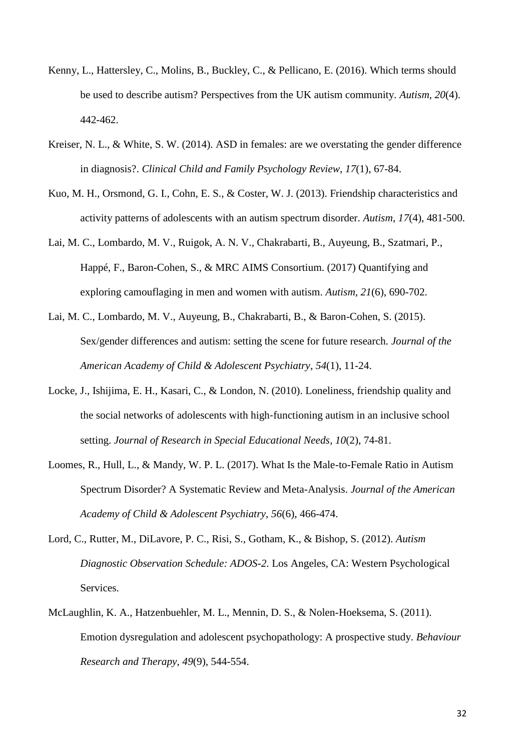Kenny, L., Hattersley, C., Molins, B., Buckley, C., & Pellicano, E. (2016). Which terms should be used to describe autism? Perspectives from the UK autism community. *Autism, 20*(4). 442-462.

Kreiser, N. L., & White, S. W. (2014). ASD in females: are we overstating the gender difference in diagnosis?. *Clinical Child and Family Psychology Review*, *17*(1), 67-84.

Kuo, M. H., Orsmond, G. I., Cohn, E. S., & Coster, W. J. (2013). Friendship characteristics and activity patterns of adolescents with an autism spectrum disorder. *Autism*, *17*(4), 481-500.

Lai, M. C., Lombardo, M. V., Ruigok, A. N. V., Chakrabarti, B., Auyeung, B., Szatmari, P., Happé, F., Baron-Cohen, S., & MRC AIMS Consortium. (2017) Quantifying and exploring camouflaging in men and women with autism. *Autism*, *21*(6), 690-702.

Lai, M. C., Lombardo, M. V., Auyeung, B., Chakrabarti, B., & Baron-Cohen, S. (2015). Sex/gender differences and autism: setting the scene for future research. *Journal of the American Academy of Child & Adolescent Psychiatry*, *54*(1), 11-24.

Locke, J., Ishijima, E. H., Kasari, C., & London, N. (2010). Loneliness, friendship quality and the social networks of adolescents with high‐functioning autism in an inclusive school setting. *Journal of Research in Special Educational Needs*, *10*(2), 74-81.

Loomes, R., Hull, L., & Mandy, W. P. L. (2017). What Is the Male-to-Female Ratio in Autism Spectrum Disorder? A Systematic Review and Meta-Analysis. *Journal of the American Academy of Child & Adolescent Psychiatry*, *56*(6), 466-474.

Lord, C., Rutter, M., DiLavore, P. C., Risi, S., Gotham, K., & Bishop, S. (2012). *Autism Diagnostic Observation Schedule: ADOS-2.* Los Angeles, CA: Western Psychological Services.

McLaughlin, K. A., Hatzenbuehler, M. L., Mennin, D. S., & Nolen-Hoeksema, S. (2011). Emotion dysregulation and adolescent psychopathology: A prospective study. *Behaviour Research and Therapy*, *49*(9), 544-554.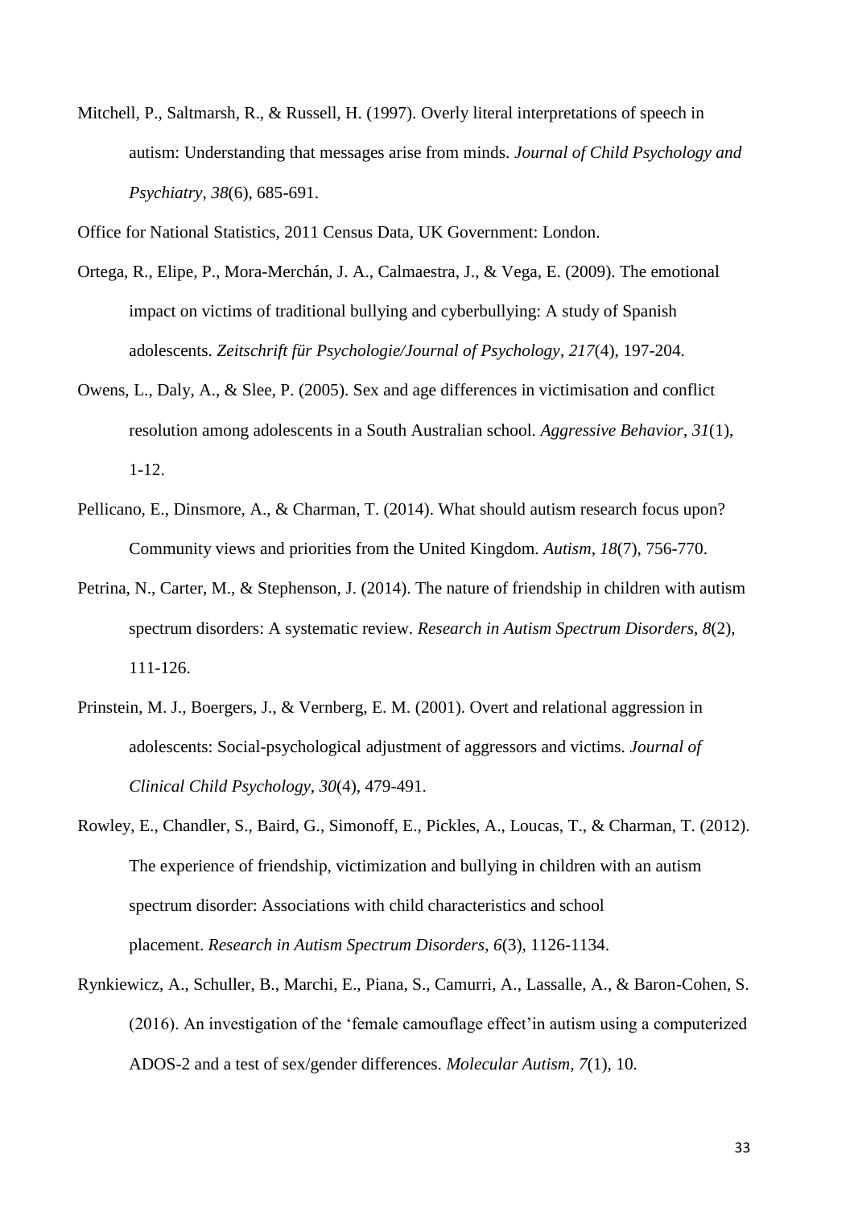Mitchell, P., Saltmarsh, R., & Russell, H. (1997). Overly literal interpretations of speech in autism: Understanding that messages arise from minds. *Journal of Child Psychology and Psychiatry*, *38*(6), 685-691.

Office for National Statistics, 2011 Census Data, UK Government: London.

Ortega, R., Elipe, P., Mora-Merchán, J. A., Calmaestra, J., & Vega, E. (2009). The emotional impact on victims of traditional bullying and cyberbullying: A study of Spanish adolescents. *Zeitschrift für Psychologie/Journal of Psychology*, *217*(4), 197-204.

Owens, L., Daly, A., & Slee, P. (2005). Sex and age differences in victimisation and conflict resolution among adolescents in a South Australian school. *Aggressive Behavior*, *31*(1), 1-12.

Pellicano, E., Dinsmore, A., & Charman, T. (2014). What should autism research focus upon? Community views and priorities from the United Kingdom. *Autism*, *18*(7), 756-770.

Petrina, N., Carter, M., & Stephenson, J. (2014). The nature of friendship in children with autism spectrum disorders: A systematic review. *Research in Autism Spectrum Disorders*, *8*(2), 111-126.

Prinstein, M. J., Boergers, J., & Vernberg, E. M. (2001). Overt and relational aggression in adolescents: Social-psychological adjustment of aggressors and victims. *Journal of Clinical Child Psychology*, *30*(4), 479-491.

Rowley, E., Chandler, S., Baird, G., Simonoff, E., Pickles, A., Loucas, T., & Charman, T. (2012). The experience of friendship, victimization and bullying in children with an autism spectrum disorder: Associations with child characteristics and school placement. *Research in Autism Spectrum Disorders*, *6*(3), 1126-1134.

Rynkiewicz, A., Schuller, B., Marchi, E., Piana, S., Camurri, A., Lassalle, A., & Baron-Cohen, S. (2016). An investigation of the 'female camouflage effect'in autism using a computerized ADOS-2 and a test of sex/gender differences. *Molecular Autism*, *7*(1), 10.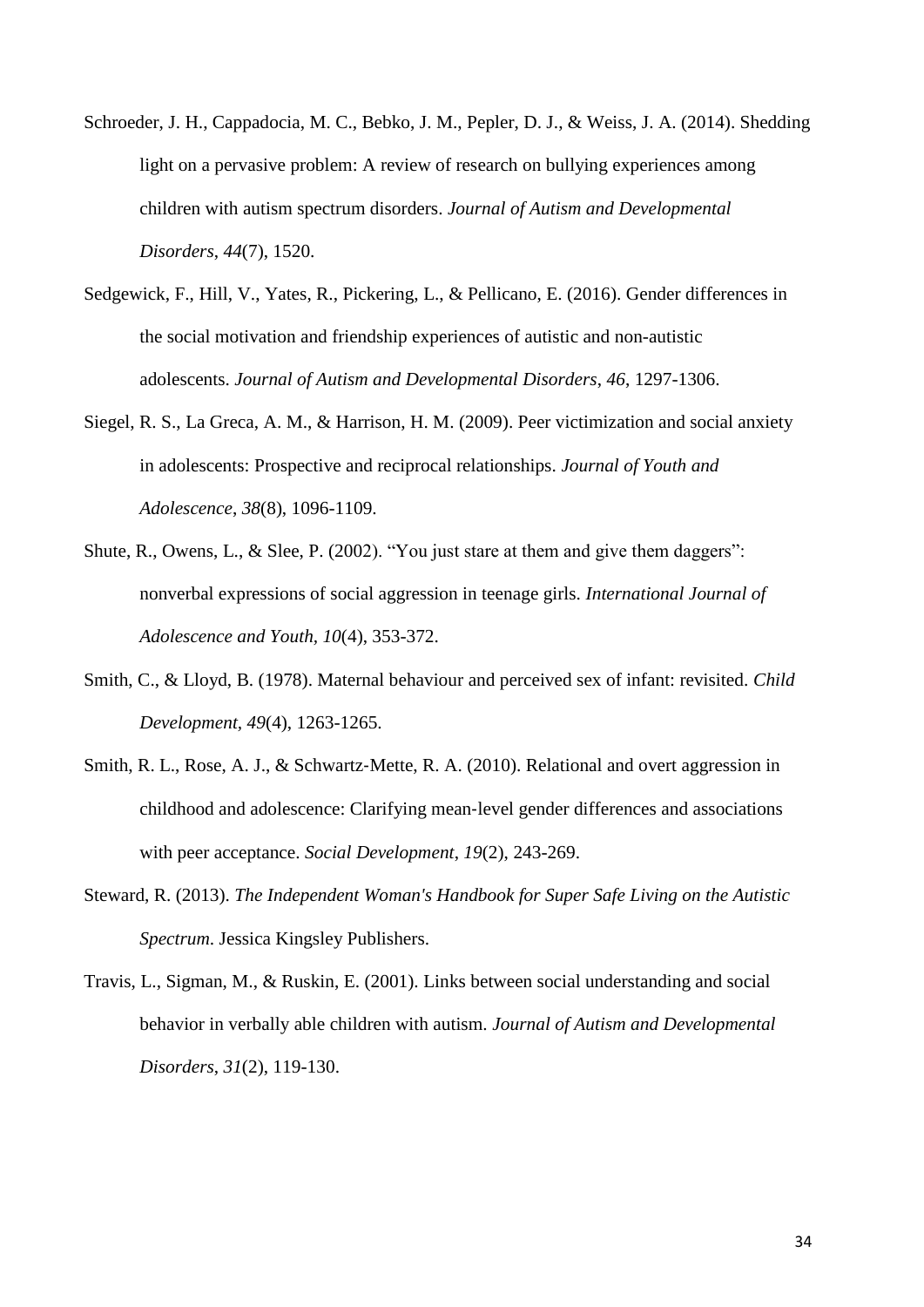Schroeder, J. H., Cappadocia, M. C., Bebko, J. M., Pepler, D. J., & Weiss, J. A. (2014). Shedding light on a pervasive problem: A review of research on bullying experiences among children with autism spectrum disorders. *Journal of Autism and Developmental Disorders*, *44*(7), 1520.

Sedgewick, F., Hill, V., Yates, R., Pickering, L., & Pellicano, E. (2016). Gender differences in the social motivation and friendship experiences of autistic and non-autistic adolescents. *Journal of Autism and Developmental Disorders*, *46*, 1297-1306.

Siegel, R. S., La Greca, A. M., & Harrison, H. M. (2009). Peer victimization and social anxiety in adolescents: Prospective and reciprocal relationships. *Journal of Youth and Adolescence*, *38*(8), 1096-1109.

Shute, R., Owens, L., & Slee, P. (2002). "You just stare at them and give them daggers": nonverbal expressions of social aggression in teenage girls. *International Journal of Adolescence and Youth*, *10*(4), 353-372.

Smith, C., & Lloyd, B. (1978). Maternal behaviour and perceived sex of infant: revisited. *Child Development*, *49*(4), 1263-1265.

Smith, R. L., Rose, A. J., & Schwartz‐Mette, R. A. (2010). Relational and overt aggression in childhood and adolescence: Clarifying mean‐level gender differences and associations with peer acceptance. *Social Development*, *19*(2), 243-269.

Steward, R. (2013). *The Independent Woman's Handbook for Super Safe Living on the Autistic Spectrum*. Jessica Kingsley Publishers.

Travis, L., Sigman, M., & Ruskin, E. (2001). Links between social understanding and social behavior in verbally able children with autism. *Journal of Autism and Developmental Disorders*, *31*(2), 119-130.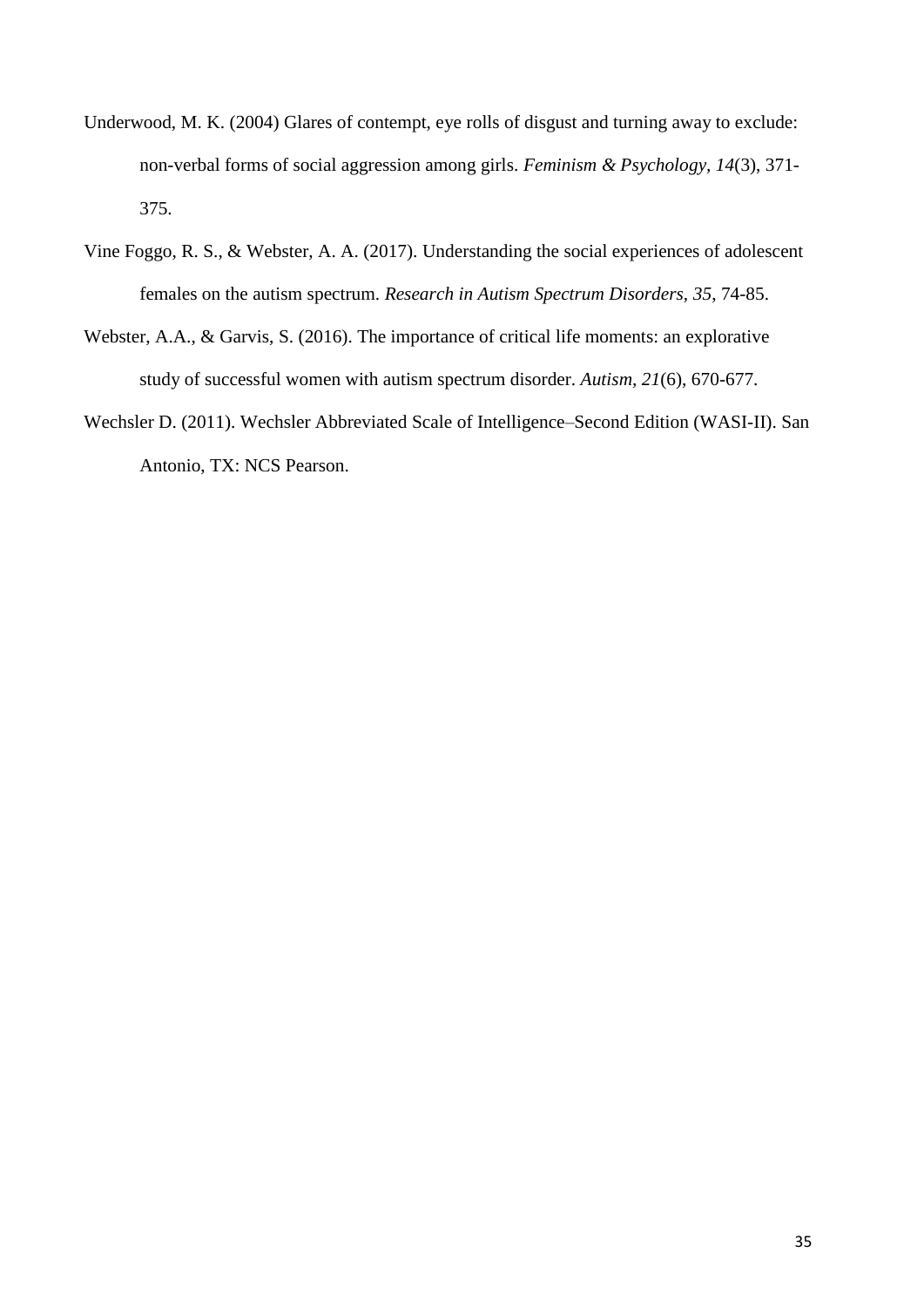Underwood, M. K. (2004) Glares of contempt, eye rolls of disgust and turning away to exclude: non-verbal forms of social aggression among girls. *Feminism & Psychology, 14*(3), 371-375.

Vine Foggo, R. S., & Webster, A. A. (2017). Understanding the social experiences of adolescent females on the autism spectrum. *Research in Autism Spectrum Disorders, 35*, 74-85.

Webster, A.A., & Garvis, S. (2016). The importance of critical life moments: an explorative study of successful women with autism spectrum disorder. *Autism, 21*(6), 670-677.

Wechsler D. (2011). Wechsler Abbreviated Scale of Intelligence–Second Edition (WASI-II). San Antonio, TX: NCS Pearson.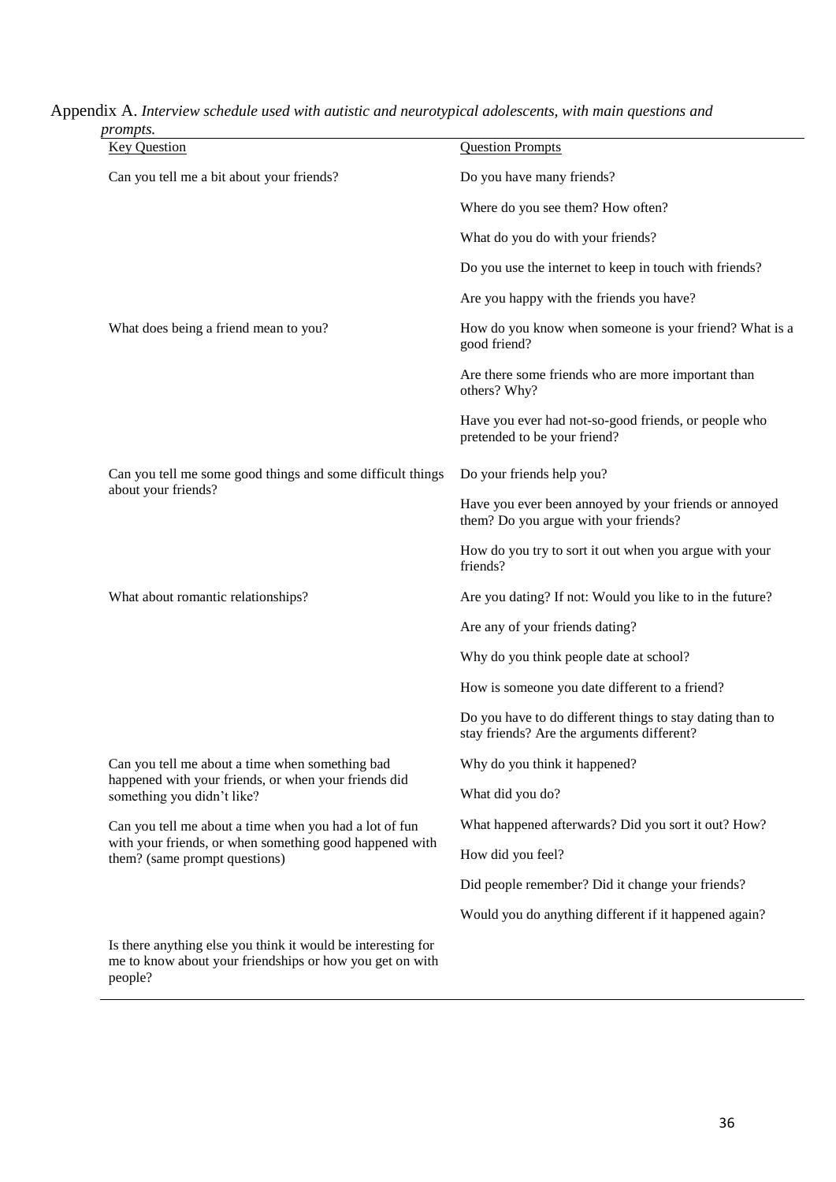Appendix A. *Interview schedule used with autistic and neurotypical adolescents, with main questions and prompts.*

| Key Question | Question Prompts |
|---|---|
| Can you tell me a bit about your friends? | Do you have many friends? |
| | Where do you see them? How often? |
| | What do you do with your friends? |
| | Do you use the internet to keep in touch with friends? |
| | Are you happy with the friends you have? |
| What does being a friend mean to you? | How do you know when someone is your friend? What is a good friend? |
| | Are there some friends who are more important than others? Why? |
| | Have you ever had not-so-good friends, or people who pretended to be your friend? |
| Can you tell me some good things and some difficult things about your friends? | Do your friends help you? |
| | Have you ever been annoyed by your friends or annoyed them? Do you argue with your friends? |
| | How do you try to sort it out when you argue with your friends? |
| What about romantic relationships? | Are you dating? If not: Would you like to in the future? |
| | Are any of your friends dating? |
| | Why do you think people date at school? |
| | How is someone you date different to a friend? |
| | Do you have to do different things to stay dating than to stay friends? Are the arguments different? |
| Can you tell me about a time when something bad happened with your friends, or when your friends did something you didn't like? | Why do you think it happened? |
| | What did you do? |
| Can you tell me about a time when you had a lot of fun with your friends, or when something good happened with them? (same prompt questions) | What happened afterwards? Did you sort it out? How? |
| | How did you feel? |
| | Did people remember? Did it change your friends? |
| | Would you do anything different if it happened again? |
| Is there anything else you think it would be interesting for me to know about your friendships or how you get on with people? | |